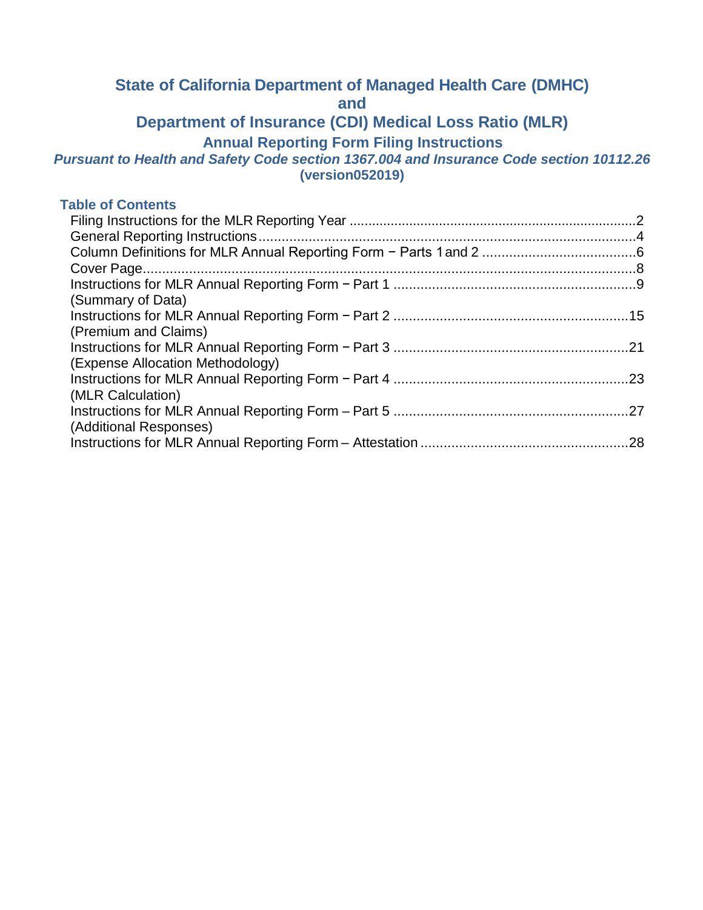# State of California Department of Managed Health Care (DMHC)
# and
# Department of Insurance (CDI) Medical Loss Ratio (MLR)

## Annual Reporting Form Filing Instructions

***Pursuant to Health and Safety Code section 1367.004 and Insurance Code section 10112.26***
**(version052019)**

### Table of Contents

Filing Instructions for the MLR Reporting Year .......................................................................2
General Reporting Instructions......................................................................................................4
Column Definitions for MLR Annual Reporting Form − Parts 1 and 2 ........................................6
Cover Page......................................................................................................................................8
Instructions for MLR Annual Reporting Form − Part 1 ...............................................................9
(Summary of Data)
Instructions for MLR Annual Reporting Form − Part 2 .............................................................15
(Premium and Claims)
Instructions for MLR Annual Reporting Form − Part 3 .............................................................21
(Expense Allocation Methodology)
Instructions for MLR Annual Reporting Form − Part 4 .............................................................23
(MLR Calculation)
Instructions for MLR Annual Reporting Form – Part 5 .............................................................27
(Additional Responses)
Instructions for MLR Annual Reporting Form – Attestation .....................................................28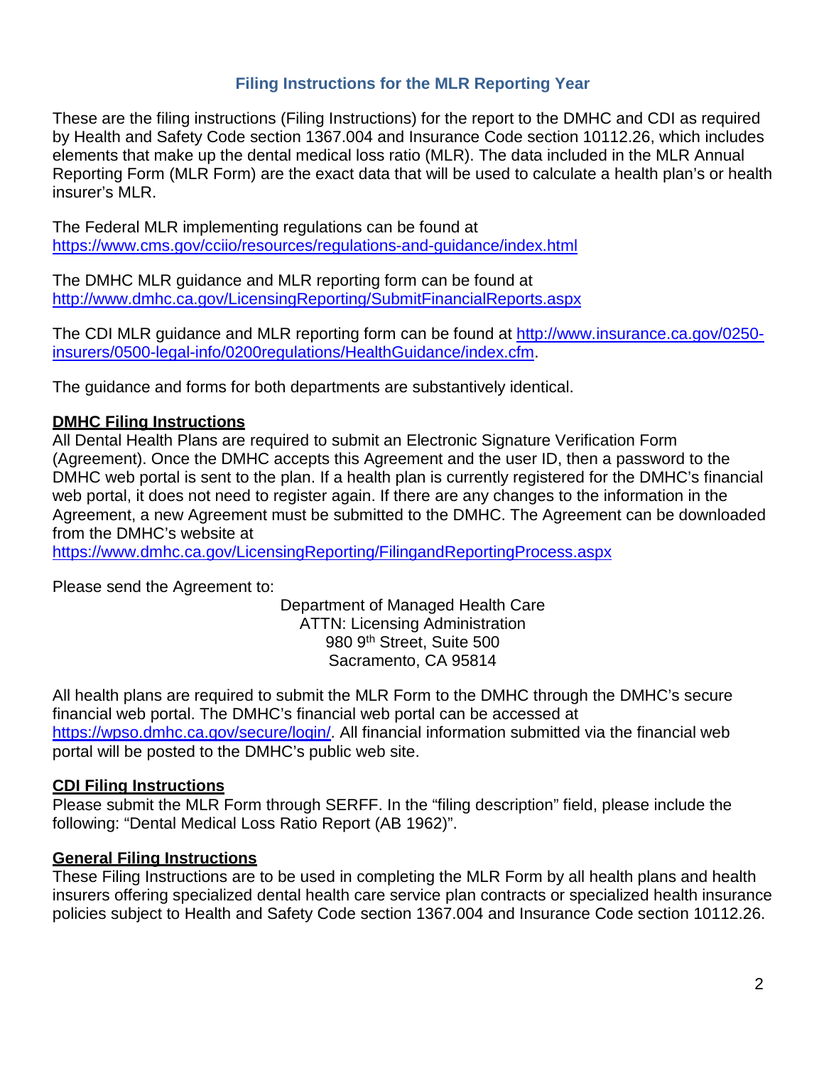## Filing Instructions for the MLR Reporting Year

These are the filing instructions (Filing Instructions) for the report to the DMHC and CDI as required by Health and Safety Code section 1367.004 and Insurance Code section 10112.26, which includes elements that make up the dental medical loss ratio (MLR). The data included in the MLR Annual Reporting Form (MLR Form) are the exact data that will be used to calculate a health plan's or health insurer's MLR.

The Federal MLR implementing regulations can be found at https://www.cms.gov/cciio/resources/regulations-and-guidance/index.html

The DMHC MLR guidance and MLR reporting form can be found at http://www.dmhc.ca.gov/LicensingReporting/SubmitFinancialReports.aspx

The CDI MLR guidance and MLR reporting form can be found at http://www.insurance.ca.gov/0250-insurers/0500-legal-info/0200regulations/HealthGuidance/index.cfm.

The guidance and forms for both departments are substantively identical.

**DMHC Filing Instructions**

All Dental Health Plans are required to submit an Electronic Signature Verification Form (Agreement). Once the DMHC accepts this Agreement and the user ID, then a password to the DMHC web portal is sent to the plan. If a health plan is currently registered for the DMHC's financial web portal, it does not need to register again. If there are any changes to the information in the Agreement, a new Agreement must be submitted to the DMHC. The Agreement can be downloaded from the DMHC's website at https://www.dmhc.ca.gov/LicensingReporting/FilingandReportingProcess.aspx

Please send the Agreement to:

Department of Managed Health Care
ATTN: Licensing Administration
980 9th Street, Suite 500
Sacramento, CA 95814

All health plans are required to submit the MLR Form to the DMHC through the DMHC's secure financial web portal. The DMHC's financial web portal can be accessed at https://wpso.dmhc.ca.gov/secure/login/. All financial information submitted via the financial web portal will be posted to the DMHC's public web site.

**CDI Filing Instructions**

Please submit the MLR Form through SERFF. In the "filing description" field, please include the following: "Dental Medical Loss Ratio Report (AB 1962)".

**General Filing Instructions**

These Filing Instructions are to be used in completing the MLR Form by all health plans and health insurers offering specialized dental health care service plan contracts or specialized health insurance policies subject to Health and Safety Code section 1367.004 and Insurance Code section 10112.26.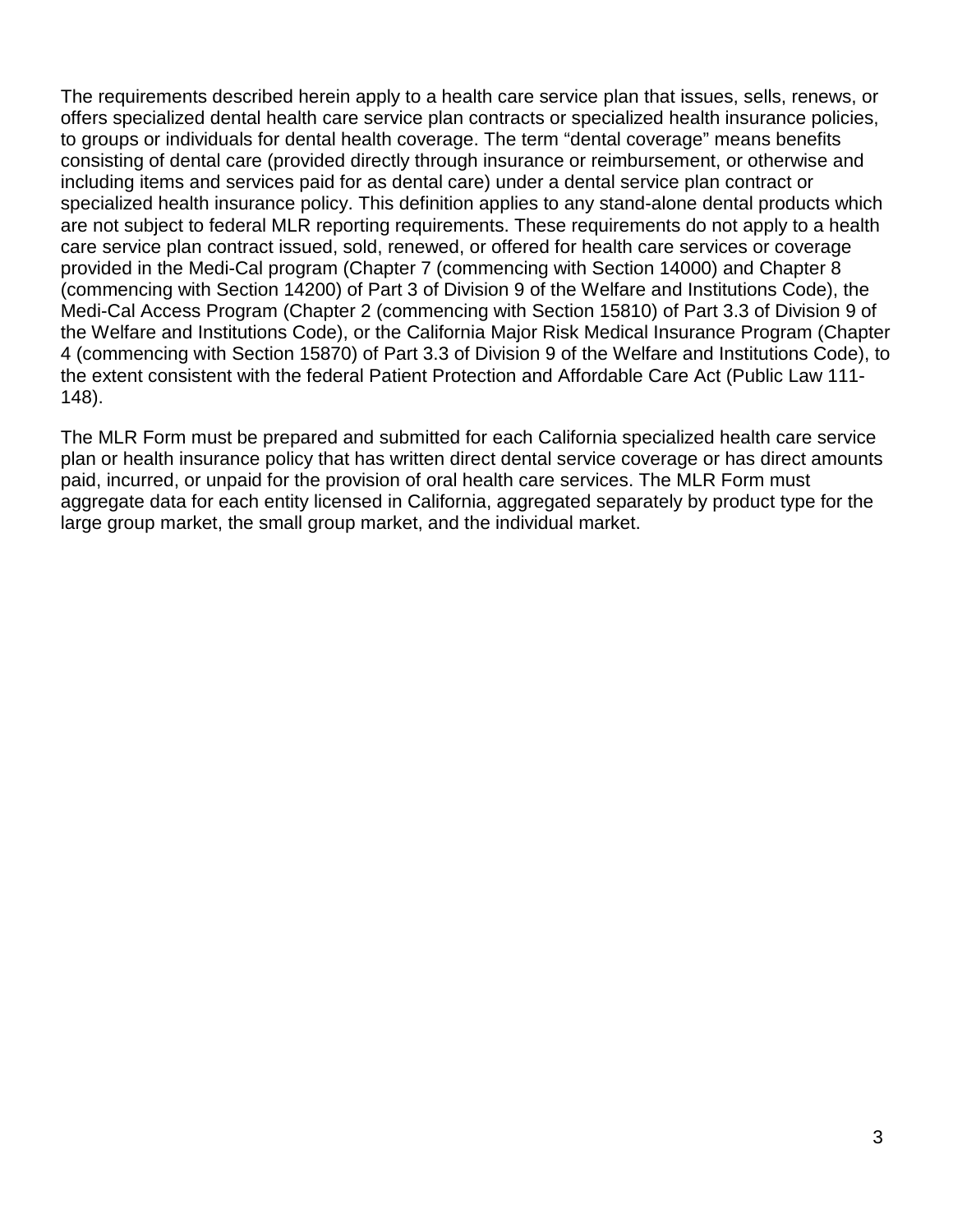The requirements described herein apply to a health care service plan that issues, sells, renews, or offers specialized dental health care service plan contracts or specialized health insurance policies, to groups or individuals for dental health coverage. The term "dental coverage" means benefits consisting of dental care (provided directly through insurance or reimbursement, or otherwise and including items and services paid for as dental care) under a dental service plan contract or specialized health insurance policy. This definition applies to any stand-alone dental products which are not subject to federal MLR reporting requirements. These requirements do not apply to a health care service plan contract issued, sold, renewed, or offered for health care services or coverage provided in the Medi-Cal program (Chapter 7 (commencing with Section 14000) and Chapter 8 (commencing with Section 14200) of Part 3 of Division 9 of the Welfare and Institutions Code), the Medi-Cal Access Program (Chapter 2 (commencing with Section 15810) of Part 3.3 of Division 9 of the Welfare and Institutions Code), or the California Major Risk Medical Insurance Program (Chapter 4 (commencing with Section 15870) of Part 3.3 of Division 9 of the Welfare and Institutions Code), to the extent consistent with the federal Patient Protection and Affordable Care Act (Public Law 111-148).

The MLR Form must be prepared and submitted for each California specialized health care service plan or health insurance policy that has written direct dental service coverage or has direct amounts paid, incurred, or unpaid for the provision of oral health care services. The MLR Form must aggregate data for each entity licensed in California, aggregated separately by product type for the large group market, the small group market, and the individual market.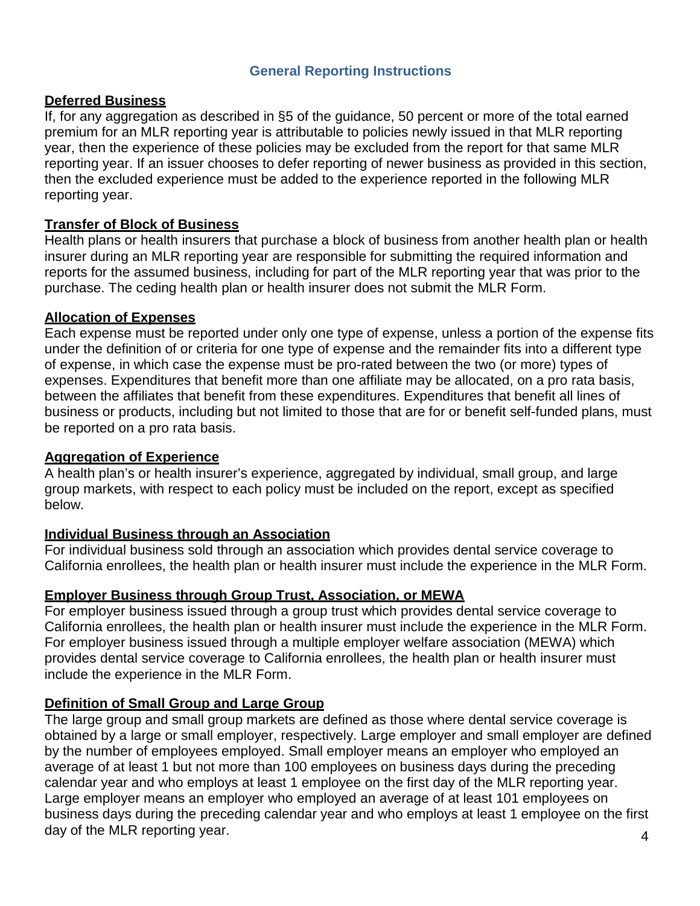## General Reporting Instructions

**Deferred Business**

If, for any aggregation as described in §5 of the guidance, 50 percent or more of the total earned premium for an MLR reporting year is attributable to policies newly issued in that MLR reporting year, then the experience of these policies may be excluded from the report for that same MLR reporting year. If an issuer chooses to defer reporting of newer business as provided in this section, then the excluded experience must be added to the experience reported in the following MLR reporting year.

**Transfer of Block of Business**

Health plans or health insurers that purchase a block of business from another health plan or health insurer during an MLR reporting year are responsible for submitting the required information and reports for the assumed business, including for part of the MLR reporting year that was prior to the purchase. The ceding health plan or health insurer does not submit the MLR Form.

**Allocation of Expenses**

Each expense must be reported under only one type of expense, unless a portion of the expense fits under the definition of or criteria for one type of expense and the remainder fits into a different type of expense, in which case the expense must be pro-rated between the two (or more) types of expenses. Expenditures that benefit more than one affiliate may be allocated, on a pro rata basis, between the affiliates that benefit from these expenditures. Expenditures that benefit all lines of business or products, including but not limited to those that are for or benefit self-funded plans, must be reported on a pro rata basis.

**Aggregation of Experience**

A health plan's or health insurer's experience, aggregated by individual, small group, and large group markets, with respect to each policy must be included on the report, except as specified below.

**Individual Business through an Association**

For individual business sold through an association which provides dental service coverage to California enrollees, the health plan or health insurer must include the experience in the MLR Form.

**Employer Business through Group Trust, Association, or MEWA**

For employer business issued through a group trust which provides dental service coverage to California enrollees, the health plan or health insurer must include the experience in the MLR Form. For employer business issued through a multiple employer welfare association (MEWA) which provides dental service coverage to California enrollees, the health plan or health insurer must include the experience in the MLR Form.

**Definition of Small Group and Large Group**

The large group and small group markets are defined as those where dental service coverage is obtained by a large or small employer, respectively. Large employer and small employer are defined by the number of employees employed. Small employer means an employer who employed an average of at least 1 but not more than 100 employees on business days during the preceding calendar year and who employs at least 1 employee on the first day of the MLR reporting year. Large employer means an employer who employed an average of at least 101 employees on business days during the preceding calendar year and who employs at least 1 employee on the first day of the MLR reporting year.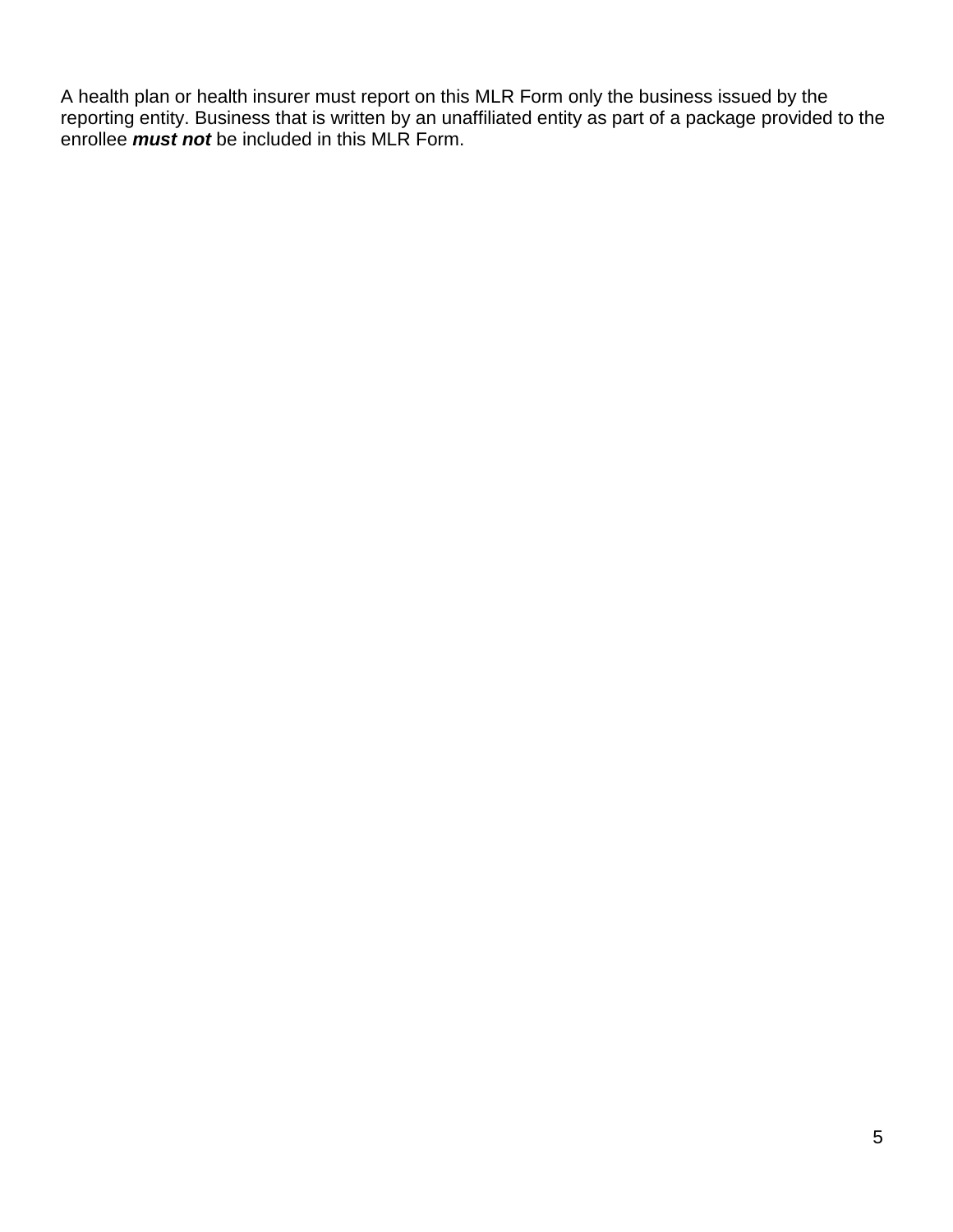A health plan or health insurer must report on this MLR Form only the business issued by the reporting entity. Business that is written by an unaffiliated entity as part of a package provided to the enrollee ***must not*** be included in this MLR Form.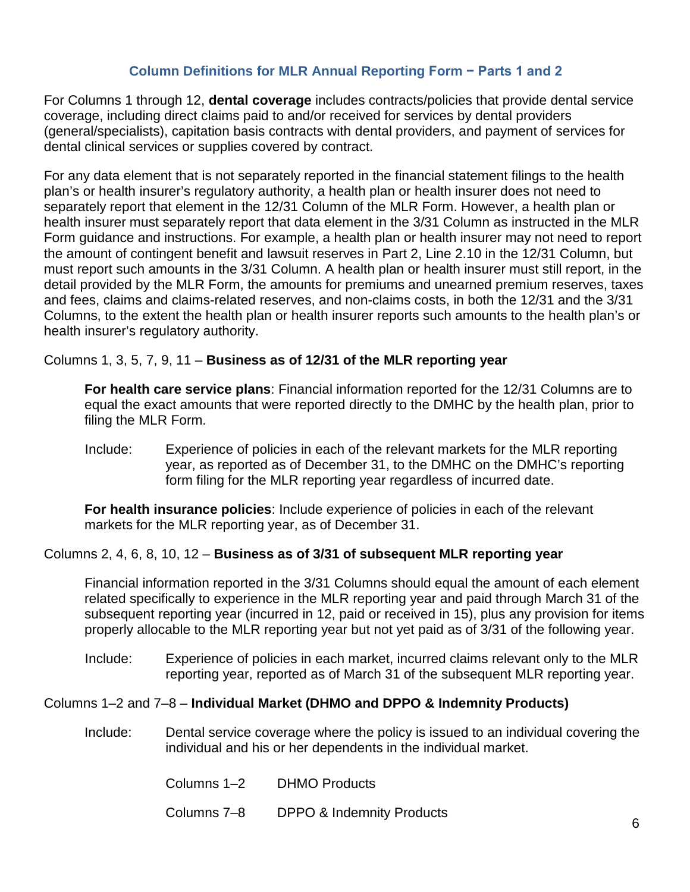## Column Definitions for MLR Annual Reporting Form − Parts 1 and 2

For Columns 1 through 12, **dental coverage** includes contracts/policies that provide dental service coverage, including direct claims paid to and/or received for services by dental providers (general/specialists), capitation basis contracts with dental providers, and payment of services for dental clinical services or supplies covered by contract.

For any data element that is not separately reported in the financial statement filings to the health plan's or health insurer's regulatory authority, a health plan or health insurer does not need to separately report that element in the 12/31 Column of the MLR Form. However, a health plan or health insurer must separately report that data element in the 3/31 Column as instructed in the MLR Form guidance and instructions. For example, a health plan or health insurer may not need to report the amount of contingent benefit and lawsuit reserves in Part 2, Line 2.10 in the 12/31 Column, but must report such amounts in the 3/31 Column. A health plan or health insurer must still report, in the detail provided by the MLR Form, the amounts for premiums and unearned premium reserves, taxes and fees, claims and claims-related reserves, and non-claims costs, in both the 12/31 and the 3/31 Columns, to the extent the health plan or health insurer reports such amounts to the health plan's or health insurer's regulatory authority.

Columns 1, 3, 5, 7, 9, 11 – **Business as of 12/31 of the MLR reporting year**

**For health care service plans**: Financial information reported for the 12/31 Columns are to equal the exact amounts that were reported directly to the DMHC by the health plan, prior to filing the MLR Form.

Include: Experience of policies in each of the relevant markets for the MLR reporting year, as reported as of December 31, to the DMHC on the DMHC's reporting form filing for the MLR reporting year regardless of incurred date.

**For health insurance policies**: Include experience of policies in each of the relevant markets for the MLR reporting year, as of December 31.

Columns 2, 4, 6, 8, 10, 12 – **Business as of 3/31 of subsequent MLR reporting year**

Financial information reported in the 3/31 Columns should equal the amount of each element related specifically to experience in the MLR reporting year and paid through March 31 of the subsequent reporting year (incurred in 12, paid or received in 15), plus any provision for items properly allocable to the MLR reporting year but not yet paid as of 3/31 of the following year.

Include: Experience of policies in each market, incurred claims relevant only to the MLR reporting year, reported as of March 31 of the subsequent MLR reporting year.

Columns 1–2 and 7–8 – **Individual Market (DHMO and DPPO & Indemnity Products)**

Include: Dental service coverage where the policy is issued to an individual covering the individual and his or her dependents in the individual market.

Columns 1–2 DHMO Products

Columns 7–8 DPPO & Indemnity Products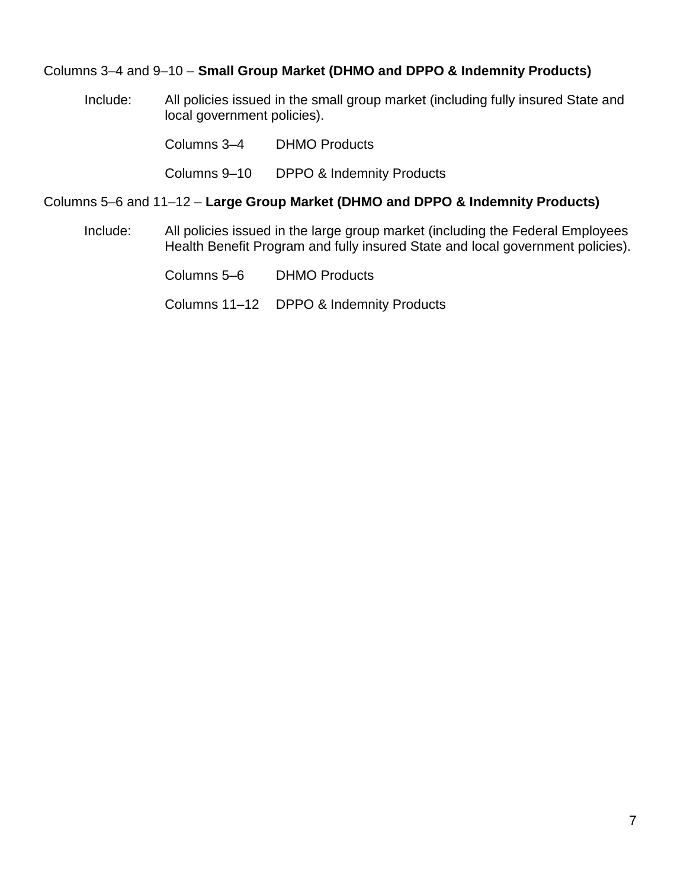Columns 3–4 and 9–10 – **Small Group Market (DHMO and DPPO & Indemnity Products)**

Include: All policies issued in the small group market (including fully insured State and local government policies).

Columns 3–4 DHMO Products

Columns 9–10 DPPO & Indemnity Products

Columns 5–6 and 11–12 – **Large Group Market (DHMO and DPPO & Indemnity Products)**

Include: All policies issued in the large group market (including the Federal Employees Health Benefit Program and fully insured State and local government policies).

Columns 5–6 DHMO Products

Columns 11–12 DPPO & Indemnity Products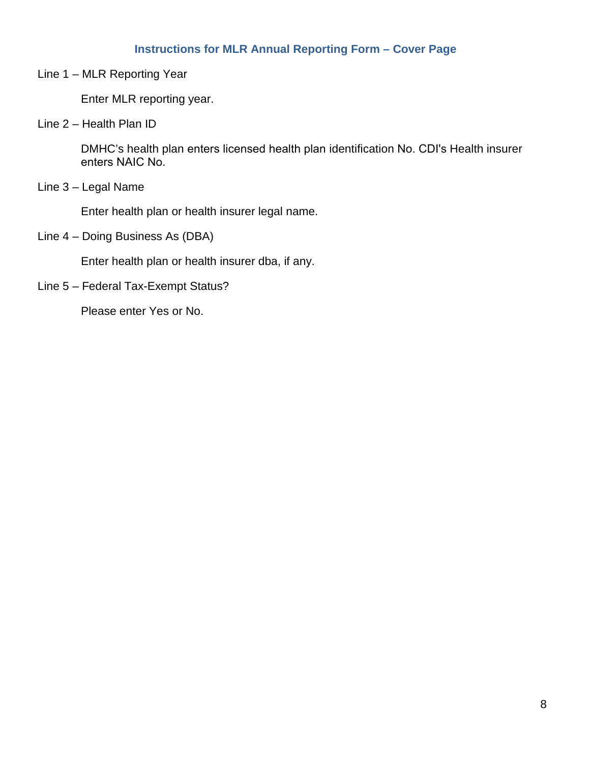## Instructions for MLR Annual Reporting Form – Cover Page

Line 1 – MLR Reporting Year

Enter MLR reporting year.

Line 2 – Health Plan ID

DMHC's health plan enters licensed health plan identification No. CDI's Health insurer enters NAIC No.

Line 3 – Legal Name

Enter health plan or health insurer legal name.

Line 4 – Doing Business As (DBA)

Enter health plan or health insurer dba, if any.

Line 5 – Federal Tax-Exempt Status?

Please enter Yes or No.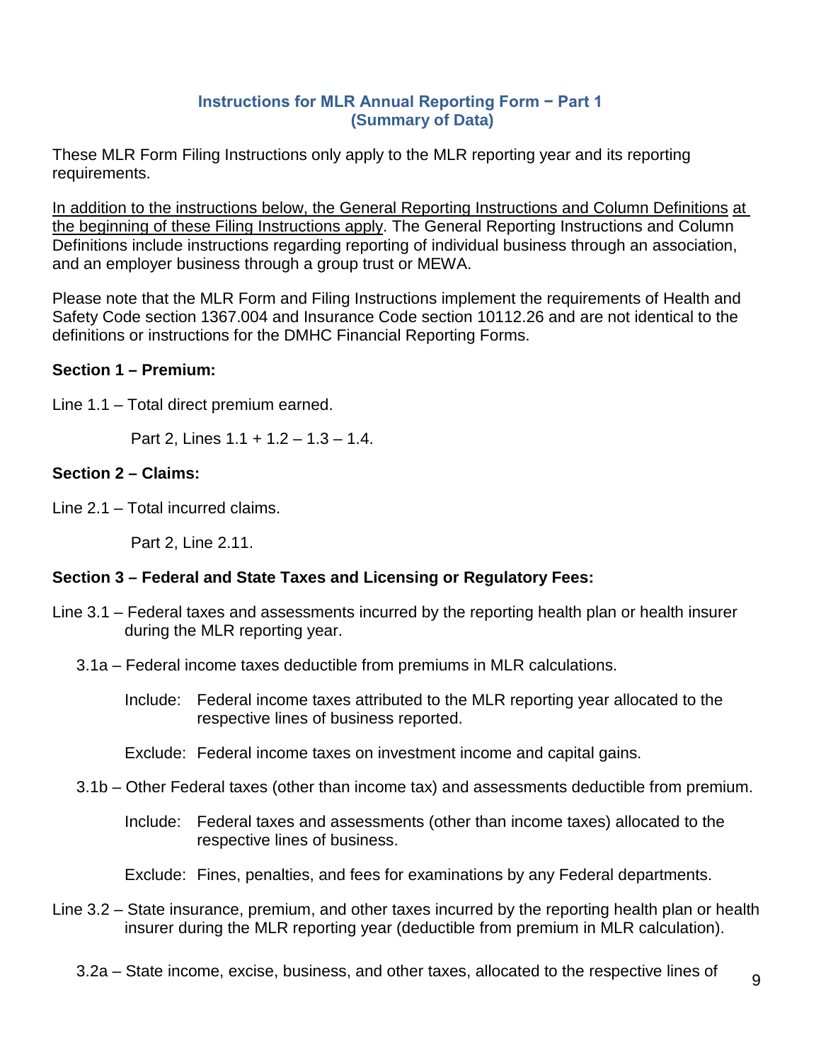### Instructions for MLR Annual Reporting Form − Part 1 (Summary of Data)

These MLR Form Filing Instructions only apply to the MLR reporting year and its reporting requirements.

<u>In addition to the instructions below, the General Reporting Instructions and Column Definitions at the beginning of these Filing Instructions apply</u>. The General Reporting Instructions and Column Definitions include instructions regarding reporting of individual business through an association, and an employer business through a group trust or MEWA.

Please note that the MLR Form and Filing Instructions implement the requirements of Health and Safety Code section 1367.004 and Insurance Code section 10112.26 and are not identical to the definitions or instructions for the DMHC Financial Reporting Forms.

**Section 1 – Premium:**

Line 1.1 – Total direct premium earned.

Part 2, Lines 1.1 + 1.2 – 1.3 – 1.4.

**Section 2 – Claims:**

Line 2.1 – Total incurred claims.

Part 2, Line 2.11.

**Section 3 – Federal and State Taxes and Licensing or Regulatory Fees:**

Line 3.1 – Federal taxes and assessments incurred by the reporting health plan or health insurer during the MLR reporting year.

3.1a – Federal income taxes deductible from premiums in MLR calculations.

Include: Federal income taxes attributed to the MLR reporting year allocated to the respective lines of business reported.

Exclude: Federal income taxes on investment income and capital gains.

3.1b – Other Federal taxes (other than income tax) and assessments deductible from premium.

Include: Federal taxes and assessments (other than income taxes) allocated to the respective lines of business.

Exclude: Fines, penalties, and fees for examinations by any Federal departments.

Line 3.2 – State insurance, premium, and other taxes incurred by the reporting health plan or health insurer during the MLR reporting year (deductible from premium in MLR calculation).

3.2a – State income, excise, business, and other taxes, allocated to the respective lines of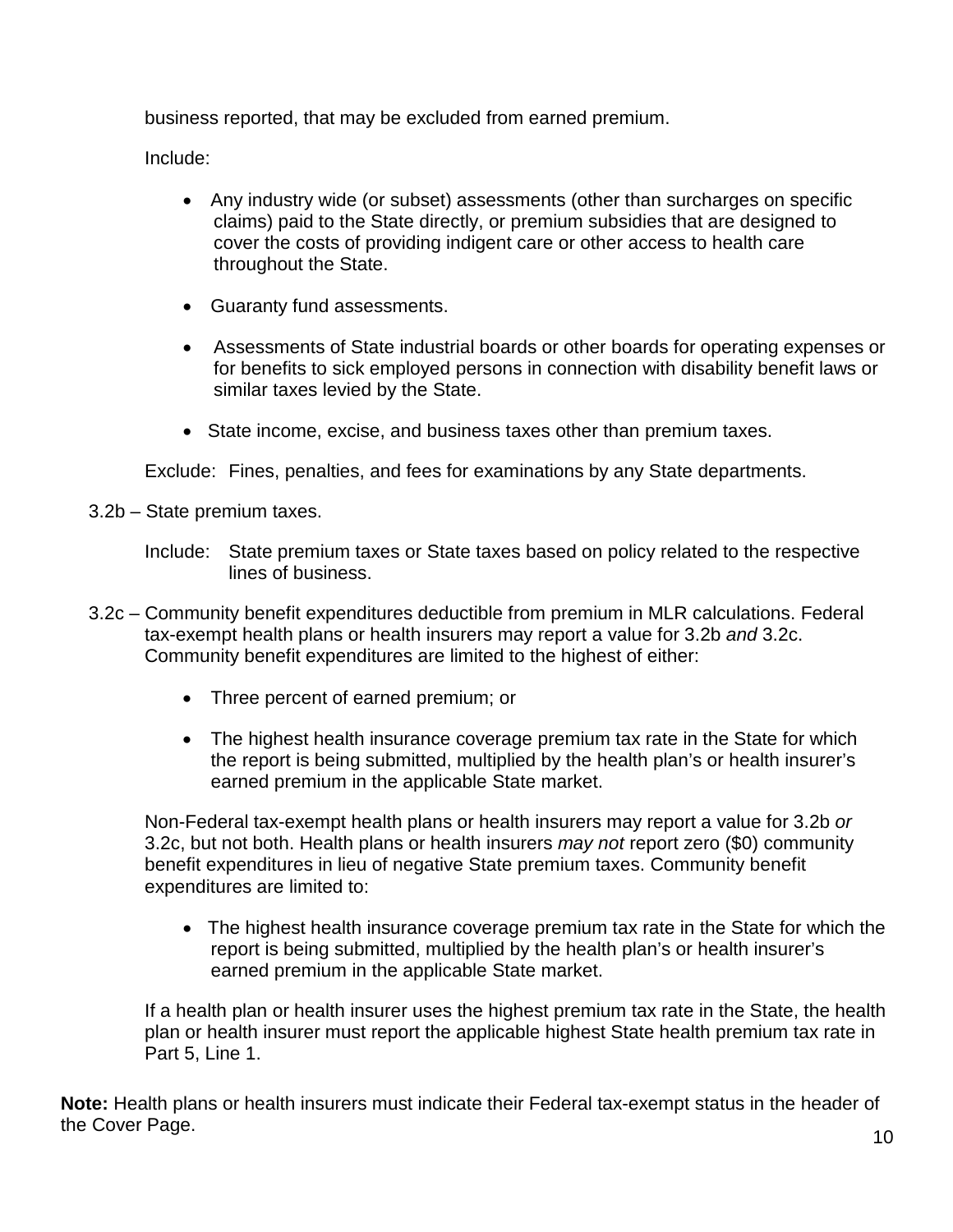business reported, that may be excluded from earned premium.

Include:

- Any industry wide (or subset) assessments (other than surcharges on specific claims) paid to the State directly, or premium subsidies that are designed to cover the costs of providing indigent care or other access to health care throughout the State.
- Guaranty fund assessments.
- Assessments of State industrial boards or other boards for operating expenses or for benefits to sick employed persons in connection with disability benefit laws or similar taxes levied by the State.
- State income, excise, and business taxes other than premium taxes.

Exclude: Fines, penalties, and fees for examinations by any State departments.

3.2b – State premium taxes.

Include: State premium taxes or State taxes based on policy related to the respective lines of business.

3.2c – Community benefit expenditures deductible from premium in MLR calculations. Federal tax-exempt health plans or health insurers may report a value for 3.2b *and* 3.2c. Community benefit expenditures are limited to the highest of either:

- Three percent of earned premium; or
- The highest health insurance coverage premium tax rate in the State for which the report is being submitted, multiplied by the health plan's or health insurer's earned premium in the applicable State market.

Non-Federal tax-exempt health plans or health insurers may report a value for 3.2b *or* 3.2c, but not both. Health plans or health insurers *may not* report zero ($0) community benefit expenditures in lieu of negative State premium taxes. Community benefit expenditures are limited to:

- The highest health insurance coverage premium tax rate in the State for which the report is being submitted, multiplied by the health plan's or health insurer's earned premium in the applicable State market.

If a health plan or health insurer uses the highest premium tax rate in the State, the health plan or health insurer must report the applicable highest State health premium tax rate in Part 5, Line 1.

**Note:** Health plans or health insurers must indicate their Federal tax-exempt status in the header of the Cover Page.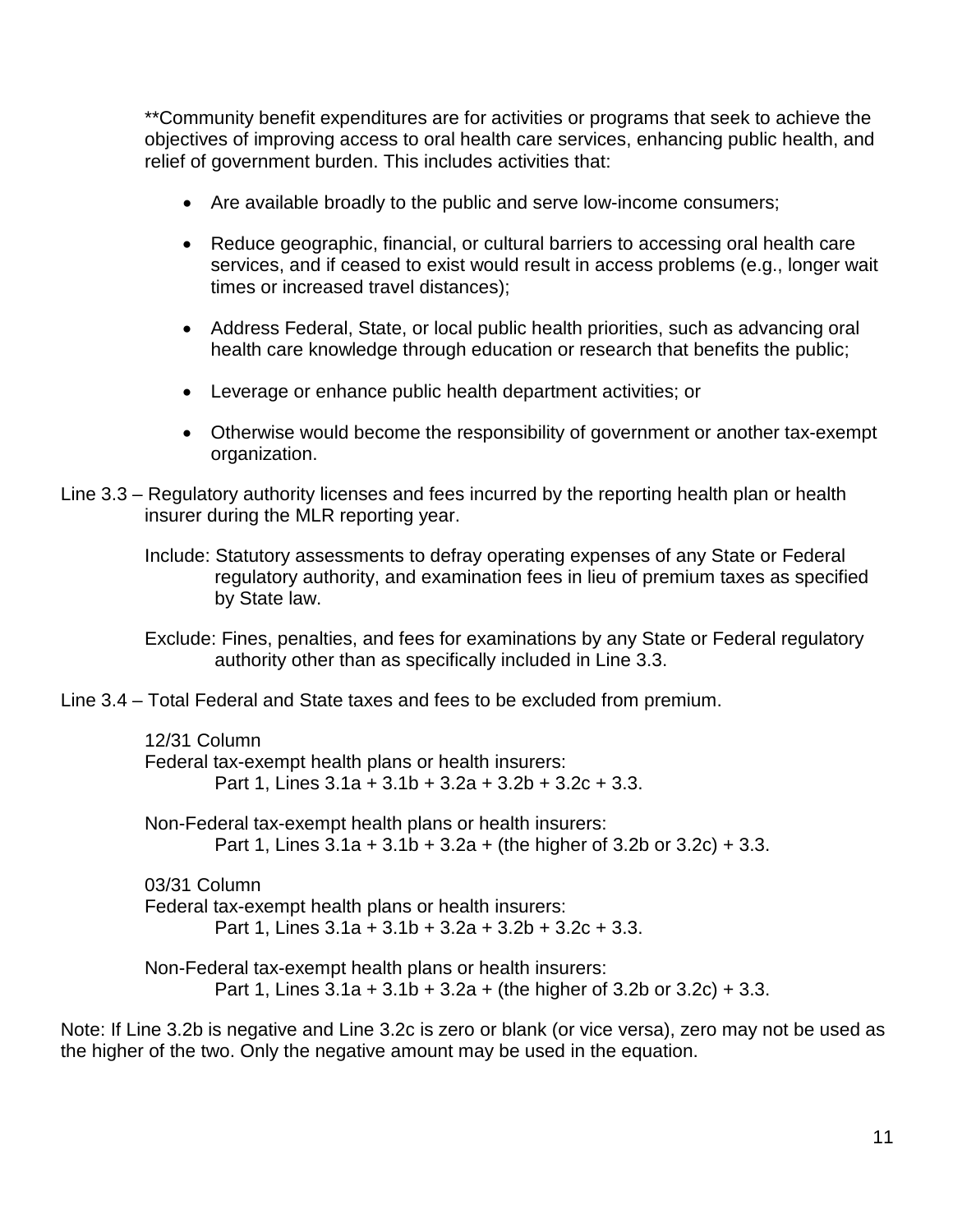**Community benefit expenditures are for activities or programs that seek to achieve the objectives of improving access to oral health care services, enhancing public health, and relief of government burden. This includes activities that:

- Are available broadly to the public and serve low-income consumers;
- Reduce geographic, financial, or cultural barriers to accessing oral health care services, and if ceased to exist would result in access problems (e.g., longer wait times or increased travel distances);
- Address Federal, State, or local public health priorities, such as advancing oral health care knowledge through education or research that benefits the public;
- Leverage or enhance public health department activities; or
- Otherwise would become the responsibility of government or another tax-exempt organization.

Line 3.3 – Regulatory authority licenses and fees incurred by the reporting health plan or health insurer during the MLR reporting year.

Include: Statutory assessments to defray operating expenses of any State or Federal regulatory authority, and examination fees in lieu of premium taxes as specified by State law.

Exclude: Fines, penalties, and fees for examinations by any State or Federal regulatory authority other than as specifically included in Line 3.3.

Line 3.4 – Total Federal and State taxes and fees to be excluded from premium.

12/31 Column
Federal tax-exempt health plans or health insurers:
Part 1, Lines 3.1a + 3.1b + 3.2a + 3.2b + 3.2c + 3.3.

Non-Federal tax-exempt health plans or health insurers:
Part 1, Lines 3.1a + 3.1b + 3.2a + (the higher of 3.2b or 3.2c) + 3.3.

03/31 Column
Federal tax-exempt health plans or health insurers:
Part 1, Lines 3.1a + 3.1b + 3.2a + 3.2b + 3.2c + 3.3.

Non-Federal tax-exempt health plans or health insurers:
Part 1, Lines 3.1a + 3.1b + 3.2a + (the higher of 3.2b or 3.2c) + 3.3.

Note: If Line 3.2b is negative and Line 3.2c is zero or blank (or vice versa), zero may not be used as the higher of the two. Only the negative amount may be used in the equation.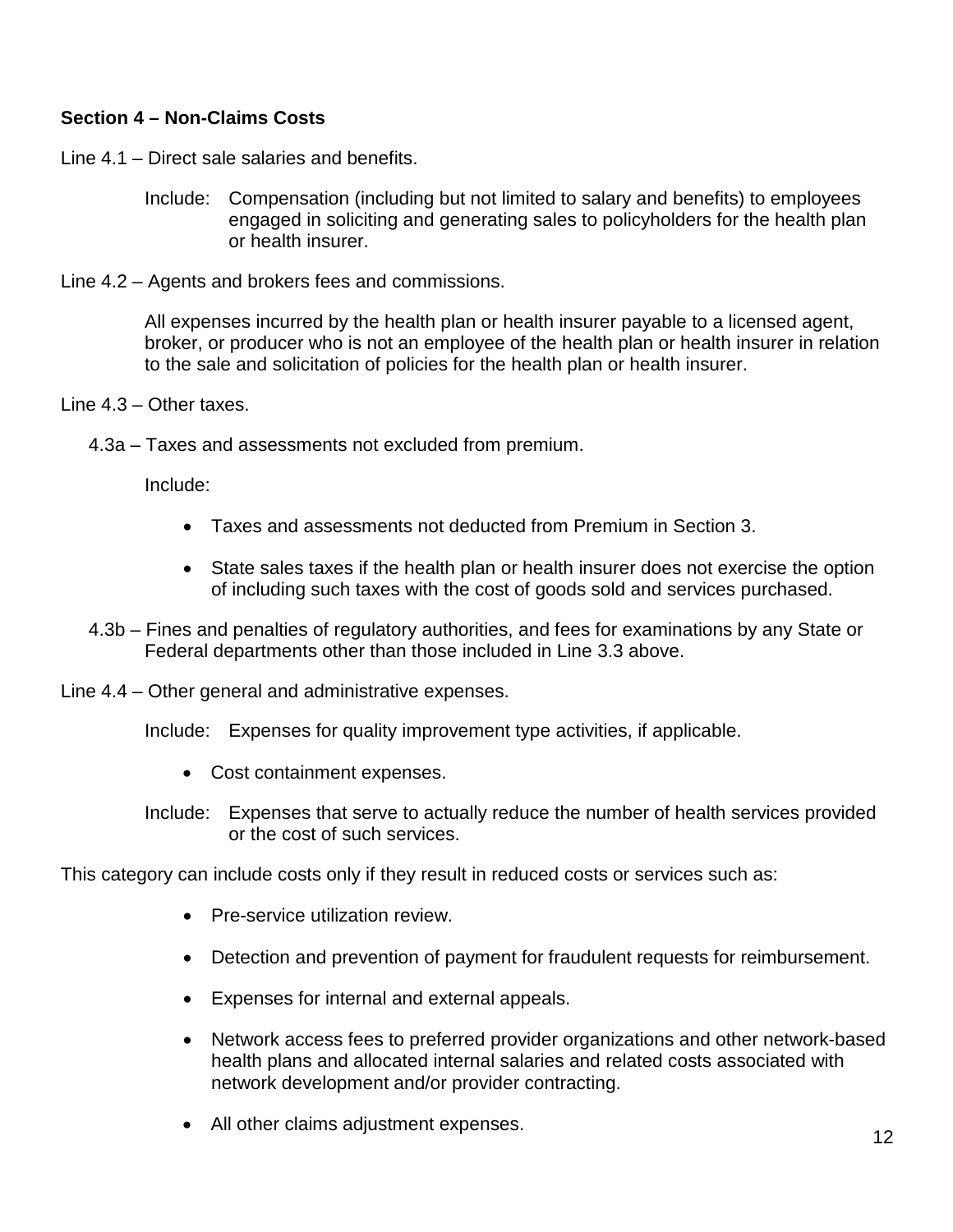**Section 4 – Non-Claims Costs**

Line 4.1 – Direct sale salaries and benefits.

Include: Compensation (including but not limited to salary and benefits) to employees engaged in soliciting and generating sales to policyholders for the health plan or health insurer.

Line 4.2 – Agents and brokers fees and commissions.

All expenses incurred by the health plan or health insurer payable to a licensed agent, broker, or producer who is not an employee of the health plan or health insurer in relation to the sale and solicitation of policies for the health plan or health insurer.

Line 4.3 – Other taxes.

4.3a – Taxes and assessments not excluded from premium.

Include:

- Taxes and assessments not deducted from Premium in Section 3.
- State sales taxes if the health plan or health insurer does not exercise the option of including such taxes with the cost of goods sold and services purchased.

4.3b – Fines and penalties of regulatory authorities, and fees for examinations by any State or Federal departments other than those included in Line 3.3 above.

Line 4.4 – Other general and administrative expenses.

Include: Expenses for quality improvement type activities, if applicable.

- Cost containment expenses.

Include: Expenses that serve to actually reduce the number of health services provided or the cost of such services.

This category can include costs only if they result in reduced costs or services such as:

- Pre-service utilization review.
- Detection and prevention of payment for fraudulent requests for reimbursement.
- Expenses for internal and external appeals.
- Network access fees to preferred provider organizations and other network-based health plans and allocated internal salaries and related costs associated with network development and/or provider contracting.
- All other claims adjustment expenses.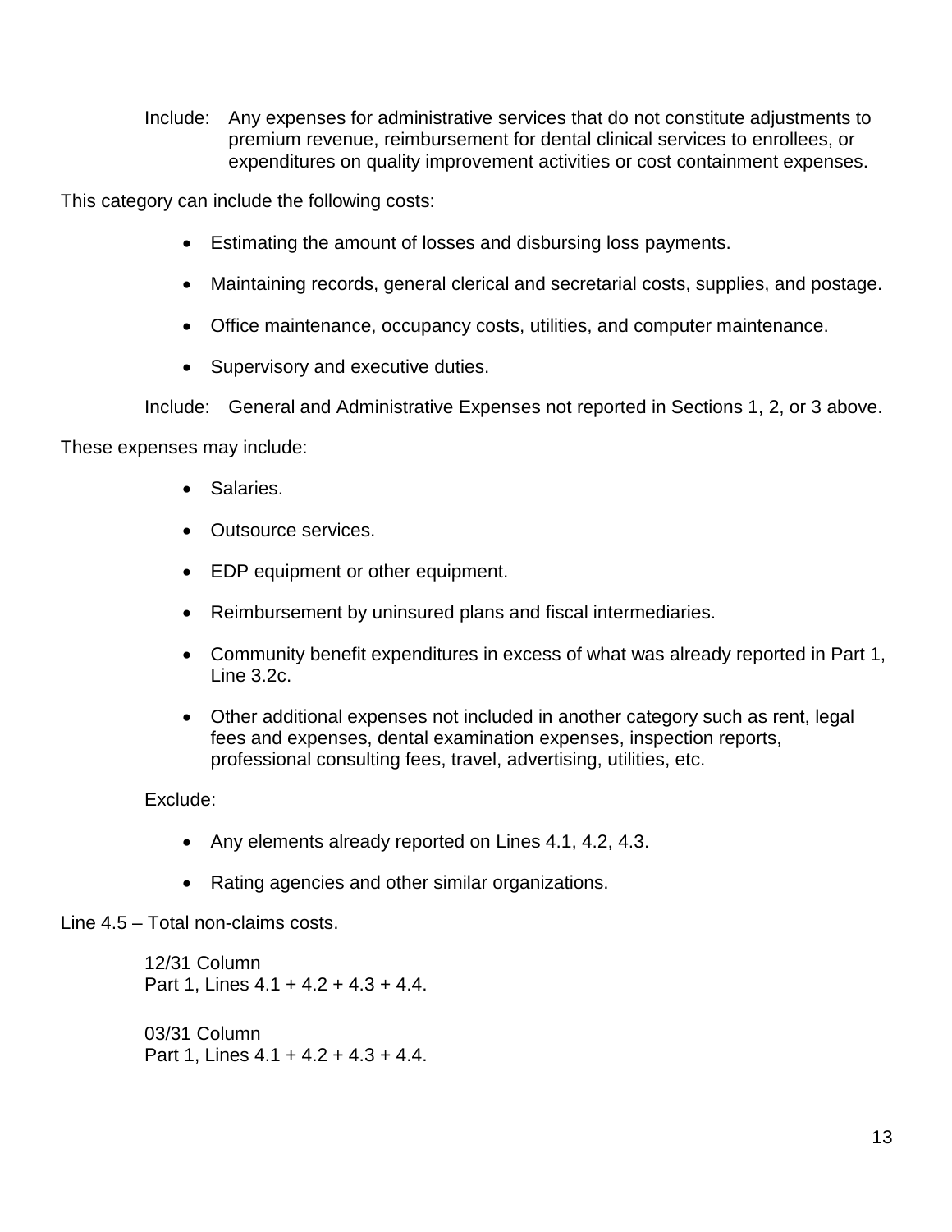Include: Any expenses for administrative services that do not constitute adjustments to premium revenue, reimbursement for dental clinical services to enrollees, or expenditures on quality improvement activities or cost containment expenses.

This category can include the following costs:

- Estimating the amount of losses and disbursing loss payments.
- Maintaining records, general clerical and secretarial costs, supplies, and postage.
- Office maintenance, occupancy costs, utilities, and computer maintenance.
- Supervisory and executive duties.

Include: General and Administrative Expenses not reported in Sections 1, 2, or 3 above.

These expenses may include:

- Salaries.
- Outsource services.
- EDP equipment or other equipment.
- Reimbursement by uninsured plans and fiscal intermediaries.
- Community benefit expenditures in excess of what was already reported in Part 1, Line 3.2c.
- Other additional expenses not included in another category such as rent, legal fees and expenses, dental examination expenses, inspection reports, professional consulting fees, travel, advertising, utilities, etc.

Exclude:

- Any elements already reported on Lines 4.1, 4.2, 4.3.
- Rating agencies and other similar organizations.

Line 4.5 – Total non-claims costs.

12/31 Column
Part 1, Lines 4.1 + 4.2 + 4.3 + 4.4.

03/31 Column
Part 1, Lines 4.1 + 4.2 + 4.3 + 4.4.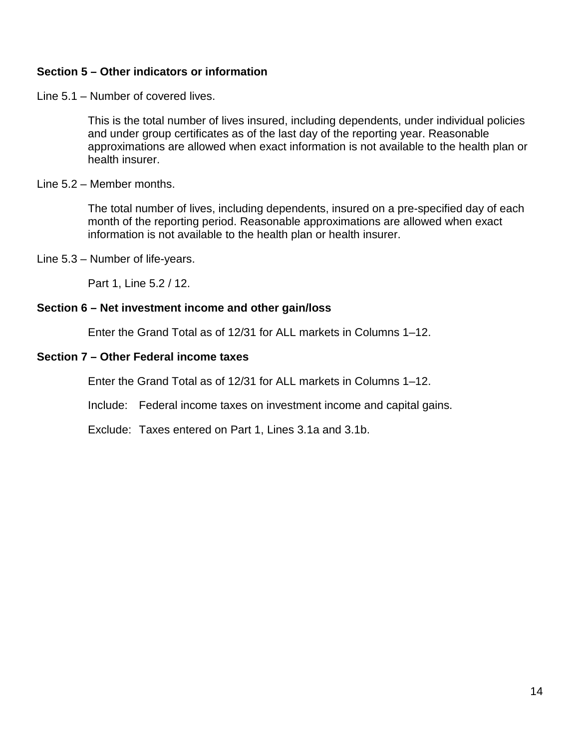**Section 5 – Other indicators or information**

Line 5.1 – Number of covered lives.

> This is the total number of lives insured, including dependents, under individual policies and under group certificates as of the last day of the reporting year. Reasonable approximations are allowed when exact information is not available to the health plan or health insurer.

Line 5.2 – Member months.

> The total number of lives, including dependents, insured on a pre-specified day of each month of the reporting period. Reasonable approximations are allowed when exact information is not available to the health plan or health insurer.

Line 5.3 – Number of life-years.

> Part 1, Line 5.2 / 12.

**Section 6 – Net investment income and other gain/loss**

> Enter the Grand Total as of 12/31 for ALL markets in Columns 1–12.

**Section 7 – Other Federal income taxes**

> Enter the Grand Total as of 12/31 for ALL markets in Columns 1–12.
>
> Include: Federal income taxes on investment income and capital gains.
>
> Exclude: Taxes entered on Part 1, Lines 3.1a and 3.1b.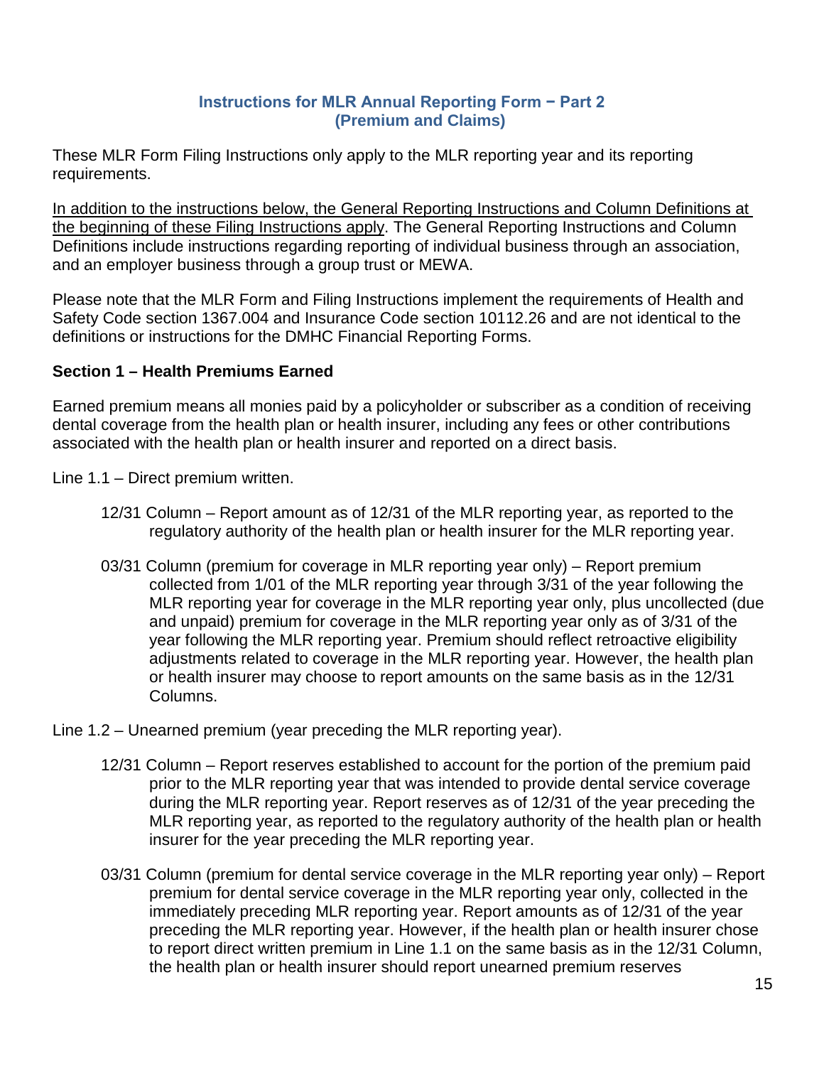### Instructions for MLR Annual Reporting Form − Part 2 (Premium and Claims)

These MLR Form Filing Instructions only apply to the MLR reporting year and its reporting requirements.

<u>In addition to the instructions below, the General Reporting Instructions and Column Definitions at the beginning of these Filing Instructions apply</u>. The General Reporting Instructions and Column Definitions include instructions regarding reporting of individual business through an association, and an employer business through a group trust or MEWA.

Please note that the MLR Form and Filing Instructions implement the requirements of Health and Safety Code section 1367.004 and Insurance Code section 10112.26 and are not identical to the definitions or instructions for the DMHC Financial Reporting Forms.

**Section 1 – Health Premiums Earned**

Earned premium means all monies paid by a policyholder or subscriber as a condition of receiving dental coverage from the health plan or health insurer, including any fees or other contributions associated with the health plan or health insurer and reported on a direct basis.

Line 1.1 – Direct premium written.

> 12/31 Column – Report amount as of 12/31 of the MLR reporting year, as reported to the regulatory authority of the health plan or health insurer for the MLR reporting year.
>
> 03/31 Column (premium for coverage in MLR reporting year only) – Report premium collected from 1/01 of the MLR reporting year through 3/31 of the year following the MLR reporting year for coverage in the MLR reporting year only, plus uncollected (due and unpaid) premium for coverage in the MLR reporting year only as of 3/31 of the year following the MLR reporting year. Premium should reflect retroactive eligibility adjustments related to coverage in the MLR reporting year. However, the health plan or health insurer may choose to report amounts on the same basis as in the 12/31 Columns.

Line 1.2 – Unearned premium (year preceding the MLR reporting year).

> 12/31 Column – Report reserves established to account for the portion of the premium paid prior to the MLR reporting year that was intended to provide dental service coverage during the MLR reporting year. Report reserves as of 12/31 of the year preceding the MLR reporting year, as reported to the regulatory authority of the health plan or health insurer for the year preceding the MLR reporting year.
>
> 03/31 Column (premium for dental service coverage in the MLR reporting year only) – Report premium for dental service coverage in the MLR reporting year only, collected in the immediately preceding MLR reporting year. Report amounts as of 12/31 of the year preceding the MLR reporting year. However, if the health plan or health insurer chose to report direct written premium in Line 1.1 on the same basis as in the 12/31 Column, the health plan or health insurer should report unearned premium reserves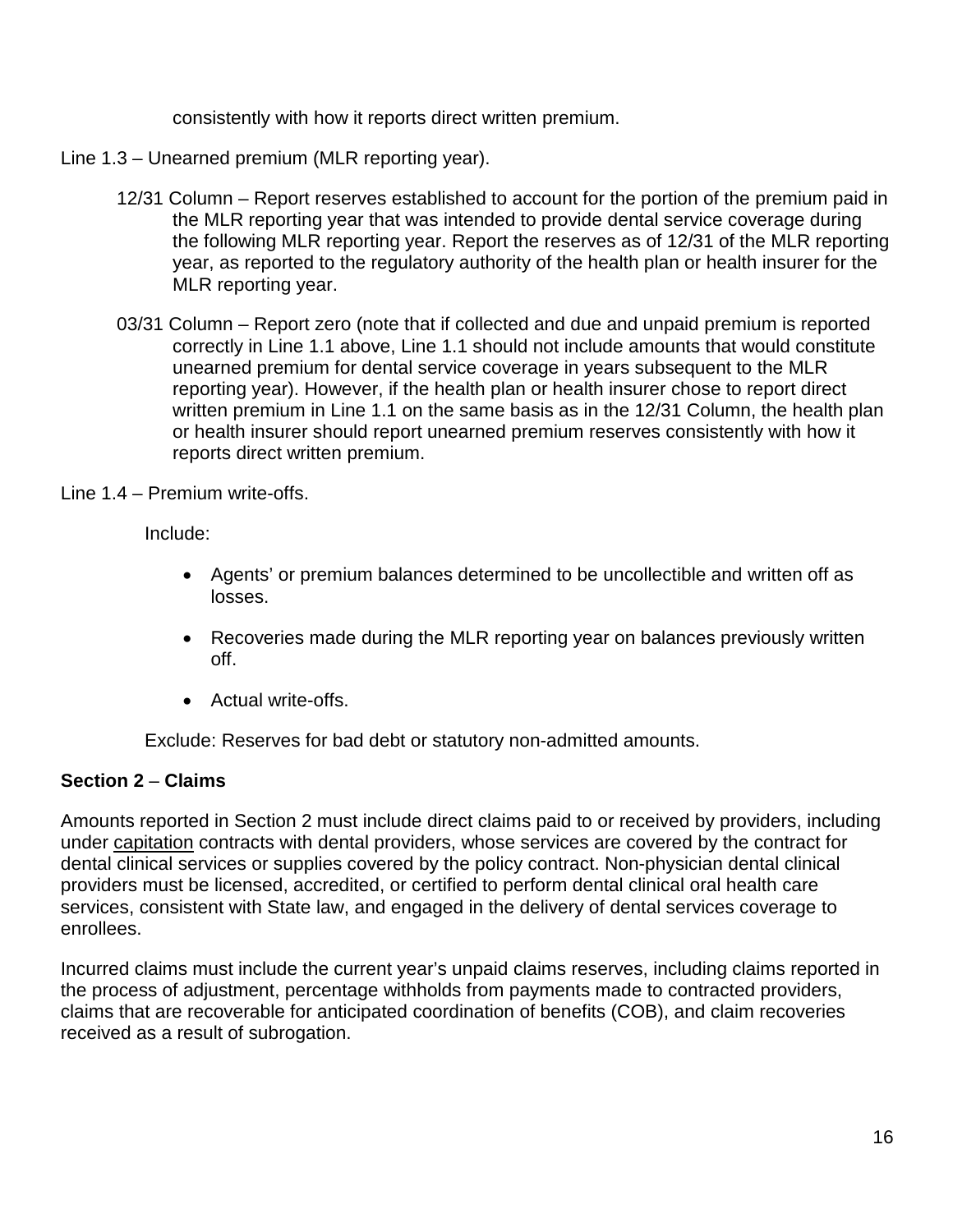consistently with how it reports direct written premium.

Line 1.3 – Unearned premium (MLR reporting year).

12/31 Column – Report reserves established to account for the portion of the premium paid in the MLR reporting year that was intended to provide dental service coverage during the following MLR reporting year. Report the reserves as of 12/31 of the MLR reporting year, as reported to the regulatory authority of the health plan or health insurer for the MLR reporting year.

03/31 Column – Report zero (note that if collected and due and unpaid premium is reported correctly in Line 1.1 above, Line 1.1 should not include amounts that would constitute unearned premium for dental service coverage in years subsequent to the MLR reporting year). However, if the health plan or health insurer chose to report direct written premium in Line 1.1 on the same basis as in the 12/31 Column, the health plan or health insurer should report unearned premium reserves consistently with how it reports direct written premium.

Line 1.4 – Premium write-offs.

Include:

- Agents' or premium balances determined to be uncollectible and written off as losses.
- Recoveries made during the MLR reporting year on balances previously written off.
- Actual write-offs.

Exclude: Reserves for bad debt or statutory non-admitted amounts.

**Section 2 – Claims**

Amounts reported in Section 2 must include direct claims paid to or received by providers, including under capitation contracts with dental providers, whose services are covered by the contract for dental clinical services or supplies covered by the policy contract. Non-physician dental clinical providers must be licensed, accredited, or certified to perform dental clinical oral health care services, consistent with State law, and engaged in the delivery of dental services coverage to enrollees.

Incurred claims must include the current year's unpaid claims reserves, including claims reported in the process of adjustment, percentage withholds from payments made to contracted providers, claims that are recoverable for anticipated coordination of benefits (COB), and claim recoveries received as a result of subrogation.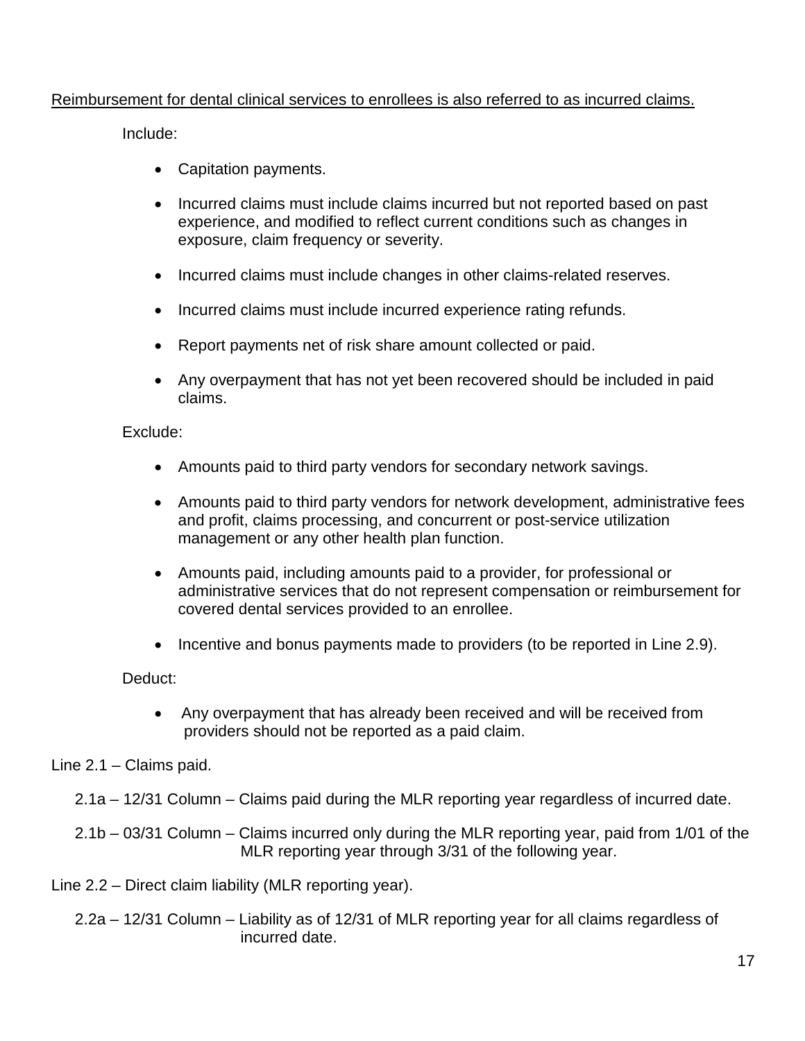<u>Reimbursement for dental clinical services to enrollees is also referred to as incurred claims.</u>

Include:

- Capitation payments.
- Incurred claims must include claims incurred but not reported based on past experience, and modified to reflect current conditions such as changes in exposure, claim frequency or severity.
- Incurred claims must include changes in other claims-related reserves.
- Incurred claims must include incurred experience rating refunds.
- Report payments net of risk share amount collected or paid.
- Any overpayment that has not yet been recovered should be included in paid claims.

Exclude:

- Amounts paid to third party vendors for secondary network savings.
- Amounts paid to third party vendors for network development, administrative fees and profit, claims processing, and concurrent or post-service utilization management or any other health plan function.
- Amounts paid, including amounts paid to a provider, for professional or administrative services that do not represent compensation or reimbursement for covered dental services provided to an enrollee.
- Incentive and bonus payments made to providers (to be reported in Line 2.9).

Deduct:

- Any overpayment that has already been received and will be received from providers should not be reported as a paid claim.

Line 2.1 – Claims paid.

2.1a – 12/31 Column – Claims paid during the MLR reporting year regardless of incurred date.

2.1b – 03/31 Column – Claims incurred only during the MLR reporting year, paid from 1/01 of the MLR reporting year through 3/31 of the following year.

Line 2.2 – Direct claim liability (MLR reporting year).

2.2a – 12/31 Column – Liability as of 12/31 of MLR reporting year for all claims regardless of incurred date.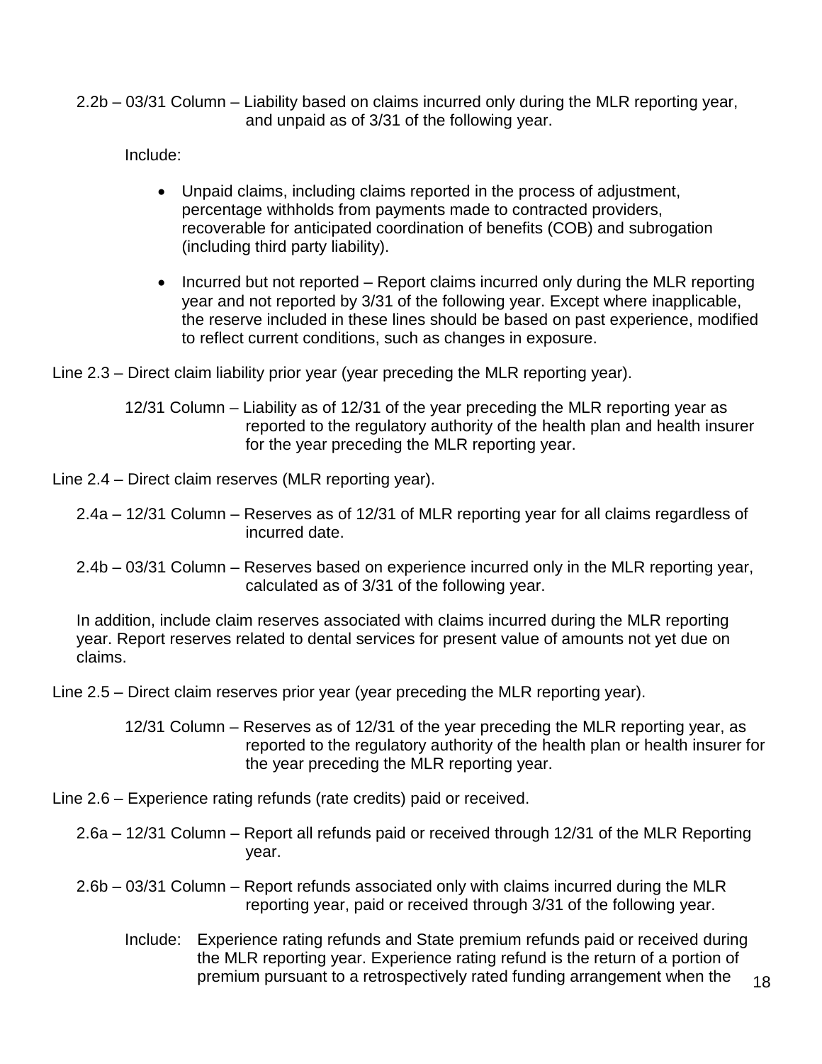2.2b – 03/31 Column – Liability based on claims incurred only during the MLR reporting year, and unpaid as of 3/31 of the following year.

Include:

- Unpaid claims, including claims reported in the process of adjustment, percentage withholds from payments made to contracted providers, recoverable for anticipated coordination of benefits (COB) and subrogation (including third party liability).

- Incurred but not reported – Report claims incurred only during the MLR reporting year and not reported by 3/31 of the following year. Except where inapplicable, the reserve included in these lines should be based on past experience, modified to reflect current conditions, such as changes in exposure.

Line 2.3 – Direct claim liability prior year (year preceding the MLR reporting year).

12/31 Column – Liability as of 12/31 of the year preceding the MLR reporting year as reported to the regulatory authority of the health plan and health insurer for the year preceding the MLR reporting year.

Line 2.4 – Direct claim reserves (MLR reporting year).

2.4a – 12/31 Column – Reserves as of 12/31 of MLR reporting year for all claims regardless of incurred date.

2.4b – 03/31 Column – Reserves based on experience incurred only in the MLR reporting year, calculated as of 3/31 of the following year.

In addition, include claim reserves associated with claims incurred during the MLR reporting year. Report reserves related to dental services for present value of amounts not yet due on claims.

Line 2.5 – Direct claim reserves prior year (year preceding the MLR reporting year).

12/31 Column – Reserves as of 12/31 of the year preceding the MLR reporting year, as reported to the regulatory authority of the health plan or health insurer for the year preceding the MLR reporting year.

Line 2.6 – Experience rating refunds (rate credits) paid or received.

2.6a – 12/31 Column – Report all refunds paid or received through 12/31 of the MLR Reporting year.

2.6b – 03/31 Column – Report refunds associated only with claims incurred during the MLR reporting year, paid or received through 3/31 of the following year.

Include: Experience rating refunds and State premium refunds paid or received during the MLR reporting year. Experience rating refund is the return of a portion of premium pursuant to a retrospectively rated funding arrangement when the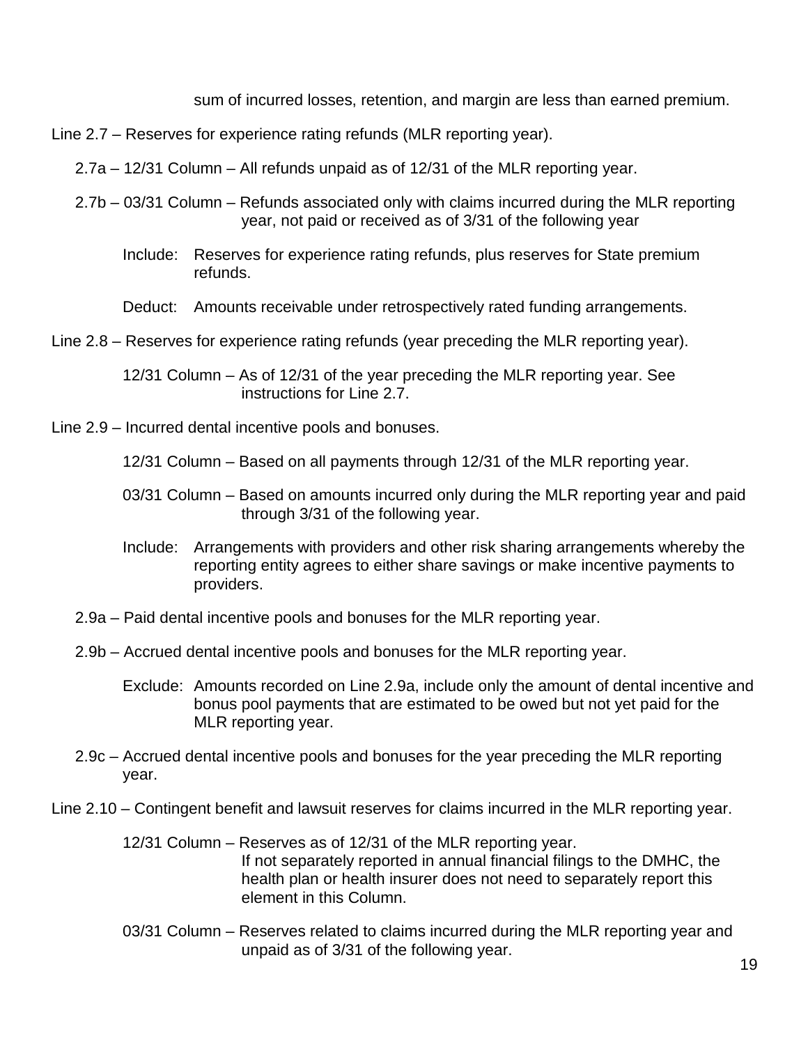sum of incurred losses, retention, and margin are less than earned premium.

Line 2.7 – Reserves for experience rating refunds (MLR reporting year).

2.7a – 12/31 Column – All refunds unpaid as of 12/31 of the MLR reporting year.

2.7b – 03/31 Column – Refunds associated only with claims incurred during the MLR reporting year, not paid or received as of 3/31 of the following year

Include: Reserves for experience rating refunds, plus reserves for State premium refunds.

Deduct: Amounts receivable under retrospectively rated funding arrangements.

Line 2.8 – Reserves for experience rating refunds (year preceding the MLR reporting year).

12/31 Column – As of 12/31 of the year preceding the MLR reporting year. See instructions for Line 2.7.

Line 2.9 – Incurred dental incentive pools and bonuses.

12/31 Column – Based on all payments through 12/31 of the MLR reporting year.

03/31 Column – Based on amounts incurred only during the MLR reporting year and paid through 3/31 of the following year.

Include: Arrangements with providers and other risk sharing arrangements whereby the reporting entity agrees to either share savings or make incentive payments to providers.

2.9a – Paid dental incentive pools and bonuses for the MLR reporting year.

2.9b – Accrued dental incentive pools and bonuses for the MLR reporting year.

Exclude: Amounts recorded on Line 2.9a, include only the amount of dental incentive and bonus pool payments that are estimated to be owed but not yet paid for the MLR reporting year.

2.9c – Accrued dental incentive pools and bonuses for the year preceding the MLR reporting year.

Line 2.10 – Contingent benefit and lawsuit reserves for claims incurred in the MLR reporting year.

12/31 Column – Reserves as of 12/31 of the MLR reporting year. If not separately reported in annual financial filings to the DMHC, the health plan or health insurer does not need to separately report this element in this Column.

03/31 Column – Reserves related to claims incurred during the MLR reporting year and unpaid as of 3/31 of the following year.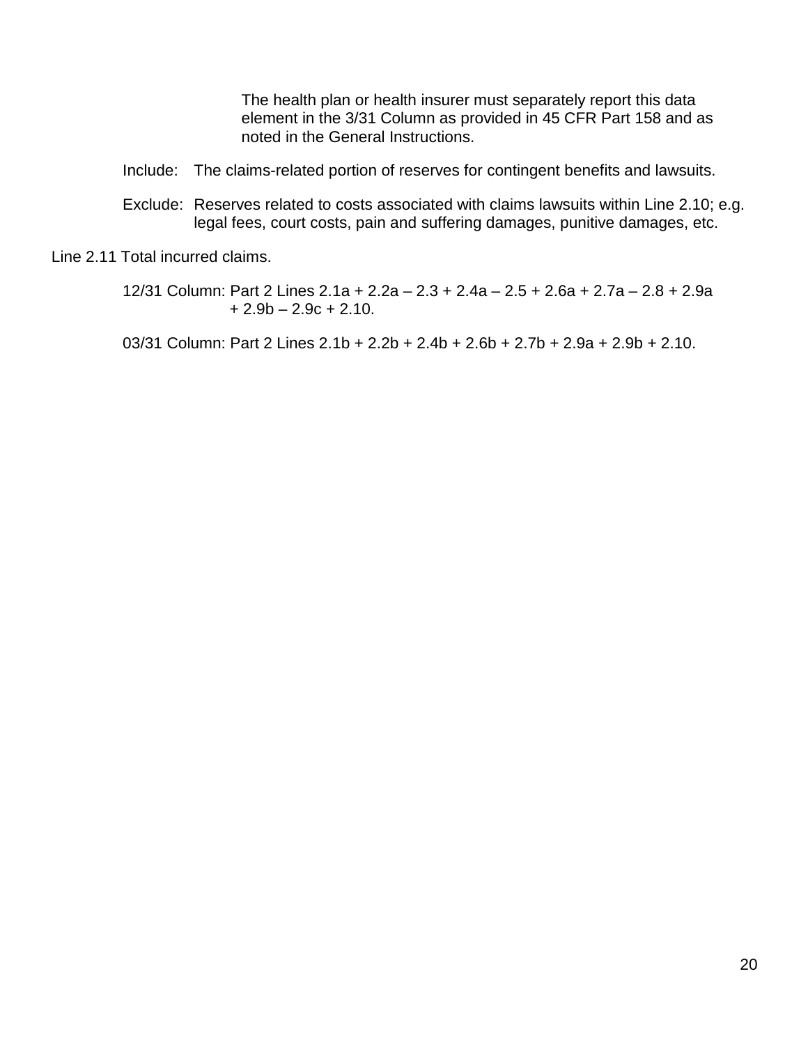The health plan or health insurer must separately report this data element in the 3/31 Column as provided in 45 CFR Part 158 and as noted in the General Instructions.

Include: The claims-related portion of reserves for contingent benefits and lawsuits.

Exclude: Reserves related to costs associated with claims lawsuits within Line 2.10; e.g. legal fees, court costs, pain and suffering damages, punitive damages, etc.

Line 2.11 Total incurred claims.

12/31 Column: Part 2 Lines 2.1a + 2.2a – 2.3 + 2.4a – 2.5 + 2.6a + 2.7a – 2.8 + 2.9a + 2.9b – 2.9c + 2.10.

03/31 Column: Part 2 Lines 2.1b + 2.2b + 2.4b + 2.6b + 2.7b + 2.9a + 2.9b + 2.10.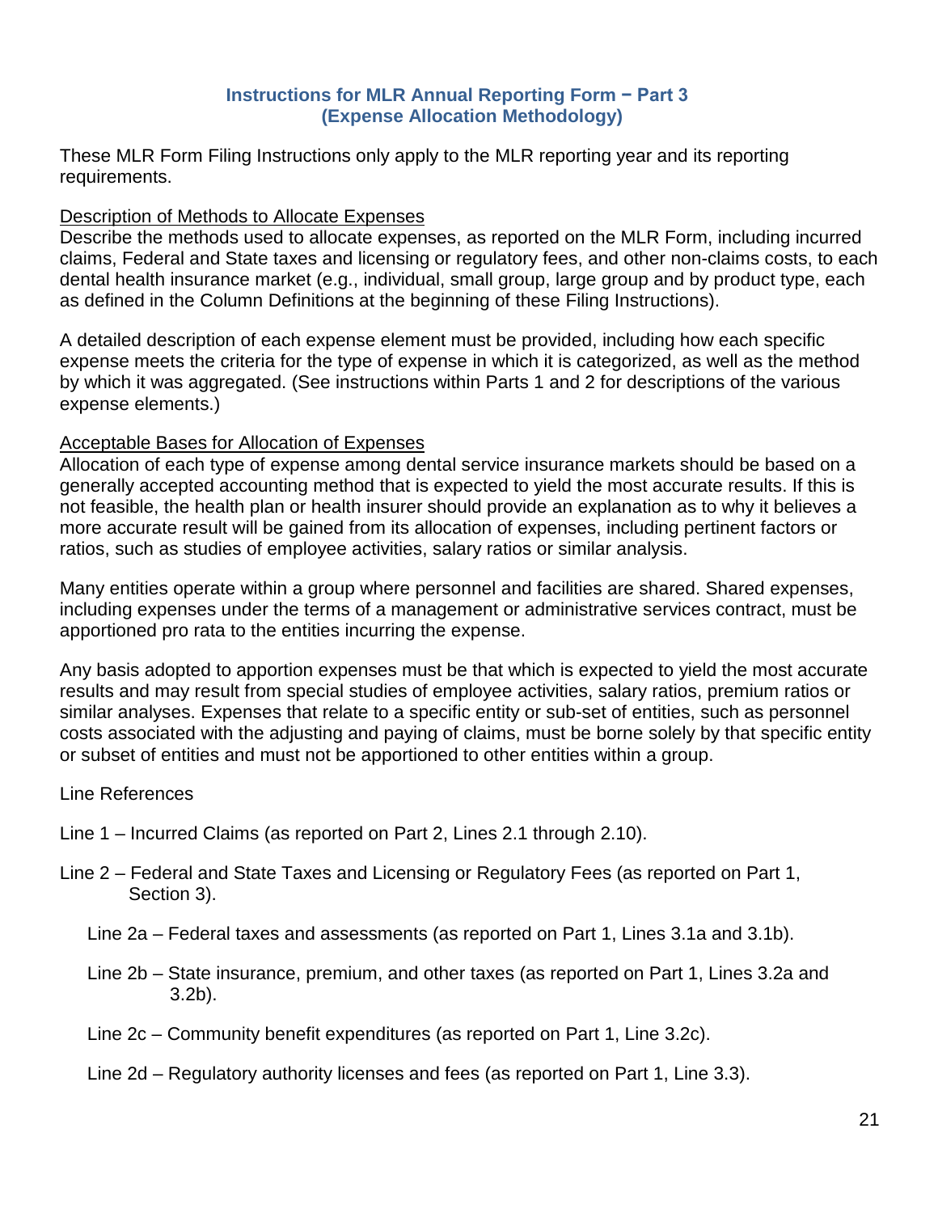## Instructions for MLR Annual Reporting Form − Part 3 (Expense Allocation Methodology)

These MLR Form Filing Instructions only apply to the MLR reporting year and its reporting requirements.

Description of Methods to Allocate Expenses

Describe the methods used to allocate expenses, as reported on the MLR Form, including incurred claims, Federal and State taxes and licensing or regulatory fees, and other non-claims costs, to each dental health insurance market (e.g., individual, small group, large group and by product type, each as defined in the Column Definitions at the beginning of these Filing Instructions).

A detailed description of each expense element must be provided, including how each specific expense meets the criteria for the type of expense in which it is categorized, as well as the method by which it was aggregated. (See instructions within Parts 1 and 2 for descriptions of the various expense elements.)

Acceptable Bases for Allocation of Expenses

Allocation of each type of expense among dental service insurance markets should be based on a generally accepted accounting method that is expected to yield the most accurate results. If this is not feasible, the health plan or health insurer should provide an explanation as to why it believes a more accurate result will be gained from its allocation of expenses, including pertinent factors or ratios, such as studies of employee activities, salary ratios or similar analysis.

Many entities operate within a group where personnel and facilities are shared. Shared expenses, including expenses under the terms of a management or administrative services contract, must be apportioned pro rata to the entities incurring the expense.

Any basis adopted to apportion expenses must be that which is expected to yield the most accurate results and may result from special studies of employee activities, salary ratios, premium ratios or similar analyses. Expenses that relate to a specific entity or sub-set of entities, such as personnel costs associated with the adjusting and paying of claims, must be borne solely by that specific entity or subset of entities and must not be apportioned to other entities within a group.

Line References

Line 1 – Incurred Claims (as reported on Part 2, Lines 2.1 through 2.10).

Line 2 – Federal and State Taxes and Licensing or Regulatory Fees (as reported on Part 1, Section 3).

- Line 2a – Federal taxes and assessments (as reported on Part 1, Lines 3.1a and 3.1b).
- Line 2b – State insurance, premium, and other taxes (as reported on Part 1, Lines 3.2a and 3.2b).
- Line 2c – Community benefit expenditures (as reported on Part 1, Line 3.2c).
- Line 2d – Regulatory authority licenses and fees (as reported on Part 1, Line 3.3).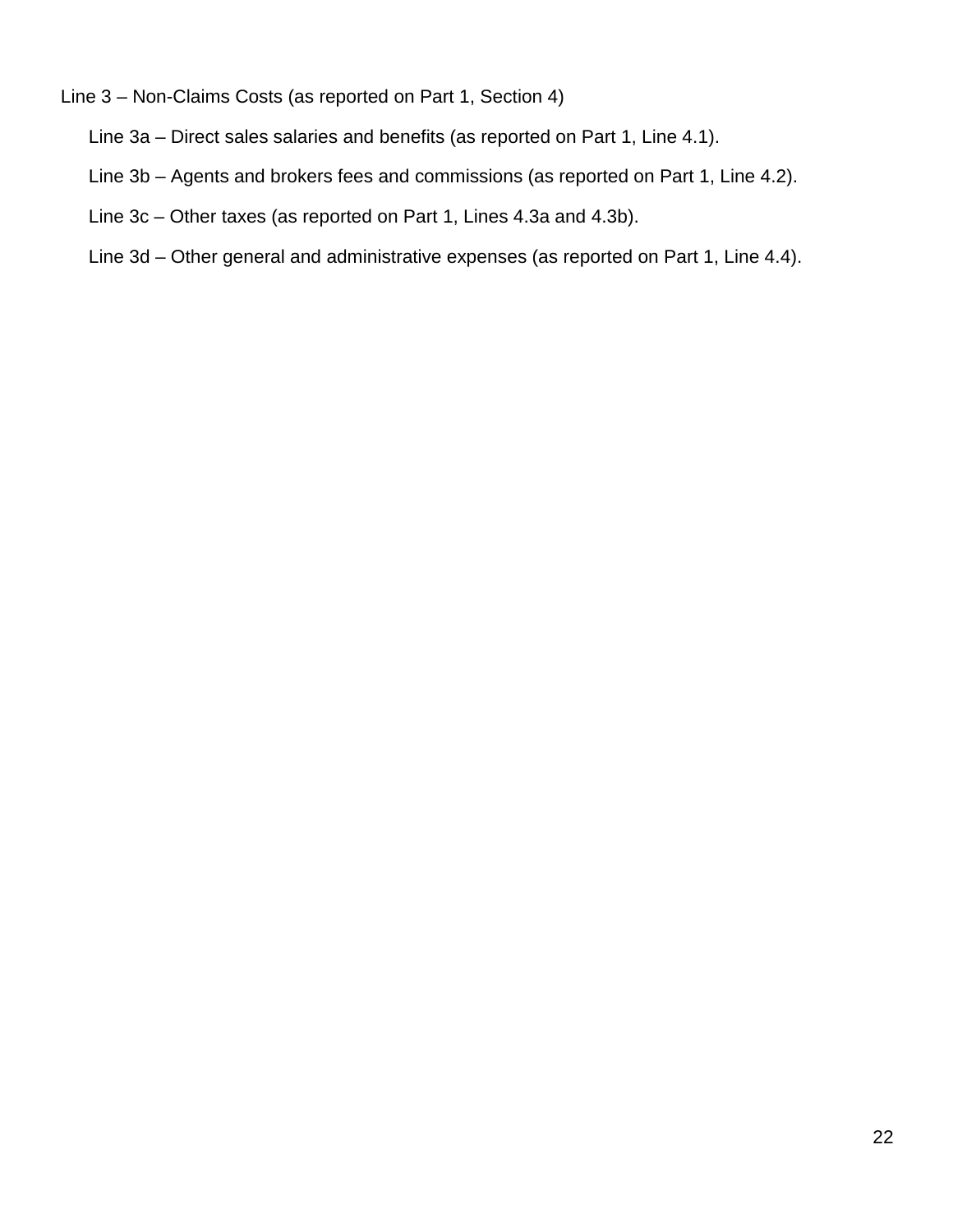Line 3 – Non-Claims Costs (as reported on Part 1, Section 4)

- Line 3a – Direct sales salaries and benefits (as reported on Part 1, Line 4.1).
- Line 3b – Agents and brokers fees and commissions (as reported on Part 1, Line 4.2).
- Line 3c – Other taxes (as reported on Part 1, Lines 4.3a and 4.3b).
- Line 3d – Other general and administrative expenses (as reported on Part 1, Line 4.4).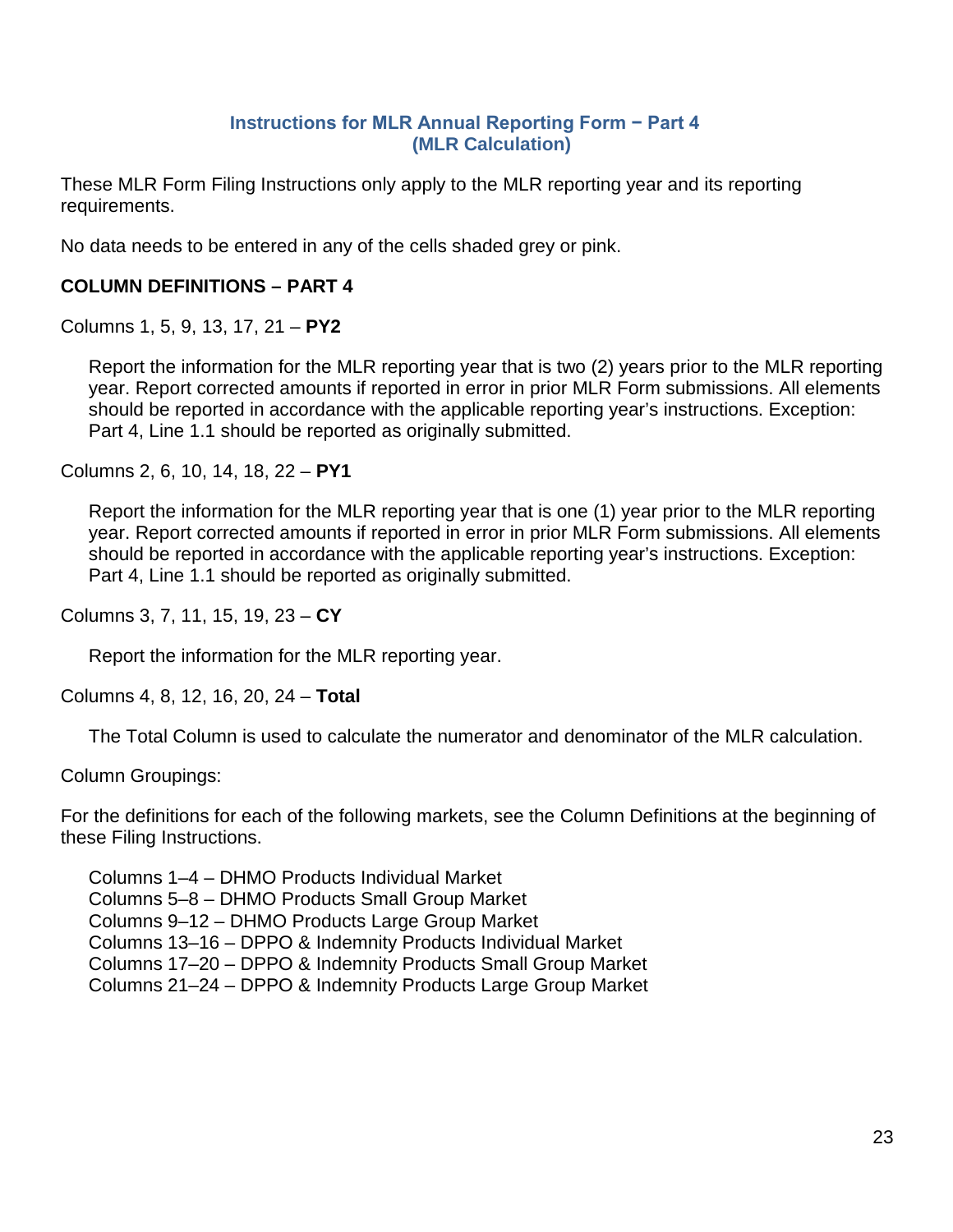## Instructions for MLR Annual Reporting Form − Part 4 (MLR Calculation)

These MLR Form Filing Instructions only apply to the MLR reporting year and its reporting requirements.

No data needs to be entered in any of the cells shaded grey or pink.

### COLUMN DEFINITIONS – PART 4

Columns 1, 5, 9, 13, 17, 21 – **PY2**

Report the information for the MLR reporting year that is two (2) years prior to the MLR reporting year. Report corrected amounts if reported in error in prior MLR Form submissions. All elements should be reported in accordance with the applicable reporting year's instructions. Exception: Part 4, Line 1.1 should be reported as originally submitted.

Columns 2, 6, 10, 14, 18, 22 – **PY1**

Report the information for the MLR reporting year that is one (1) year prior to the MLR reporting year. Report corrected amounts if reported in error in prior MLR Form submissions. All elements should be reported in accordance with the applicable reporting year's instructions. Exception: Part 4, Line 1.1 should be reported as originally submitted.

Columns 3, 7, 11, 15, 19, 23 – **CY**

Report the information for the MLR reporting year.

Columns 4, 8, 12, 16, 20, 24 – **Total**

The Total Column is used to calculate the numerator and denominator of the MLR calculation.

Column Groupings:

For the definitions for each of the following markets, see the Column Definitions at the beginning of these Filing Instructions.

- Columns 1–4 – DHMO Products Individual Market
- Columns 5–8 – DHMO Products Small Group Market
- Columns 9–12 – DHMO Products Large Group Market
- Columns 13–16 – DPPO & Indemnity Products Individual Market
- Columns 17–20 – DPPO & Indemnity Products Small Group Market
- Columns 21–24 – DPPO & Indemnity Products Large Group Market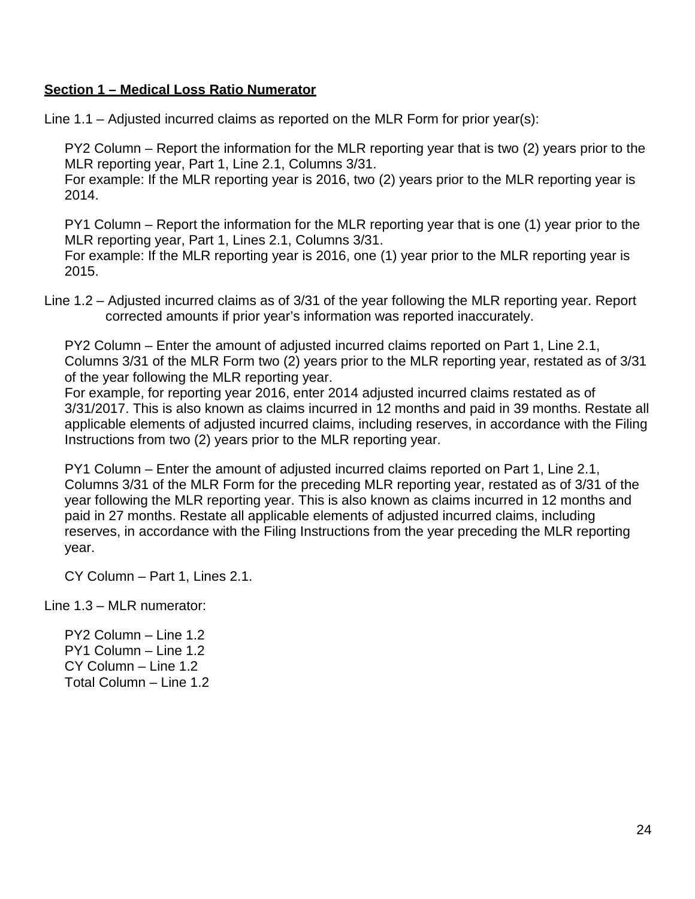**Section 1 – Medical Loss Ratio Numerator**

Line 1.1 – Adjusted incurred claims as reported on the MLR Form for prior year(s):

PY2 Column – Report the information for the MLR reporting year that is two (2) years prior to the MLR reporting year, Part 1, Line 2.1, Columns 3/31.
For example: If the MLR reporting year is 2016, two (2) years prior to the MLR reporting year is 2014.

PY1 Column – Report the information for the MLR reporting year that is one (1) year prior to the MLR reporting year, Part 1, Lines 2.1, Columns 3/31.
For example: If the MLR reporting year is 2016, one (1) year prior to the MLR reporting year is 2015.

Line 1.2 – Adjusted incurred claims as of 3/31 of the year following the MLR reporting year. Report corrected amounts if prior year's information was reported inaccurately.

PY2 Column – Enter the amount of adjusted incurred claims reported on Part 1, Line 2.1, Columns 3/31 of the MLR Form two (2) years prior to the MLR reporting year, restated as of 3/31 of the year following the MLR reporting year.
For example, for reporting year 2016, enter 2014 adjusted incurred claims restated as of 3/31/2017. This is also known as claims incurred in 12 months and paid in 39 months. Restate all applicable elements of adjusted incurred claims, including reserves, in accordance with the Filing Instructions from two (2) years prior to the MLR reporting year.

PY1 Column – Enter the amount of adjusted incurred claims reported on Part 1, Line 2.1, Columns 3/31 of the MLR Form for the preceding MLR reporting year, restated as of 3/31 of the year following the MLR reporting year. This is also known as claims incurred in 12 months and paid in 27 months. Restate all applicable elements of adjusted incurred claims, including reserves, in accordance with the Filing Instructions from the year preceding the MLR reporting year.

CY Column – Part 1, Lines 2.1.

Line 1.3 – MLR numerator:

PY2 Column – Line 1.2
PY1 Column – Line 1.2
CY Column – Line 1.2
Total Column – Line 1.2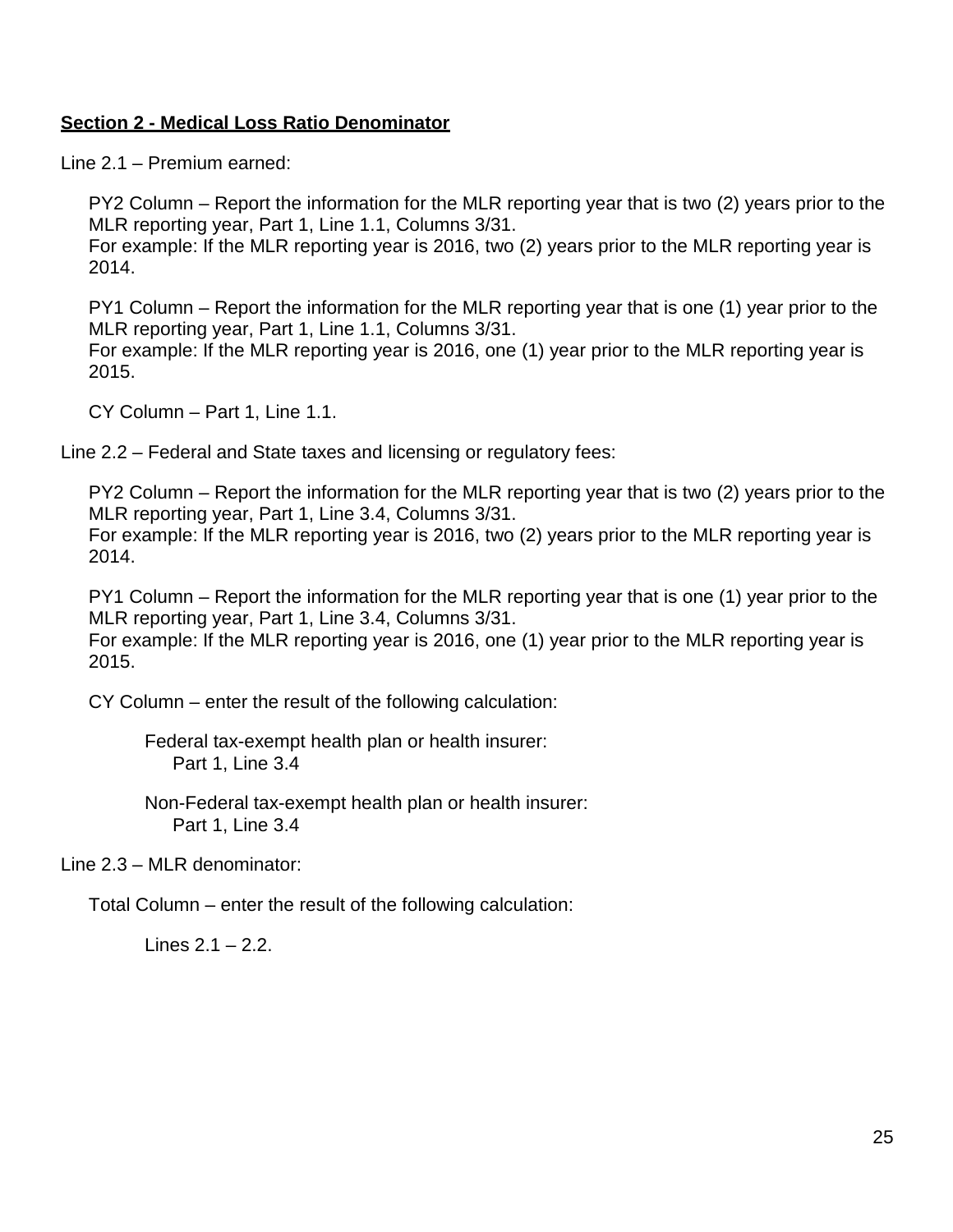**Section 2 - Medical Loss Ratio Denominator**

Line 2.1 – Premium earned:

PY2 Column – Report the information for the MLR reporting year that is two (2) years prior to the MLR reporting year, Part 1, Line 1.1, Columns 3/31.
For example: If the MLR reporting year is 2016, two (2) years prior to the MLR reporting year is 2014.

PY1 Column – Report the information for the MLR reporting year that is one (1) year prior to the MLR reporting year, Part 1, Line 1.1, Columns 3/31.
For example: If the MLR reporting year is 2016, one (1) year prior to the MLR reporting year is 2015.

CY Column – Part 1, Line 1.1.

Line 2.2 – Federal and State taxes and licensing or regulatory fees:

PY2 Column – Report the information for the MLR reporting year that is two (2) years prior to the MLR reporting year, Part 1, Line 3.4, Columns 3/31.
For example: If the MLR reporting year is 2016, two (2) years prior to the MLR reporting year is 2014.

PY1 Column – Report the information for the MLR reporting year that is one (1) year prior to the MLR reporting year, Part 1, Line 3.4, Columns 3/31.
For example: If the MLR reporting year is 2016, one (1) year prior to the MLR reporting year is 2015.

CY Column – enter the result of the following calculation:

Federal tax-exempt health plan or health insurer:
Part 1, Line 3.4

Non-Federal tax-exempt health plan or health insurer:
Part 1, Line 3.4

Line 2.3 – MLR denominator:

Total Column – enter the result of the following calculation:

Lines 2.1 – 2.2.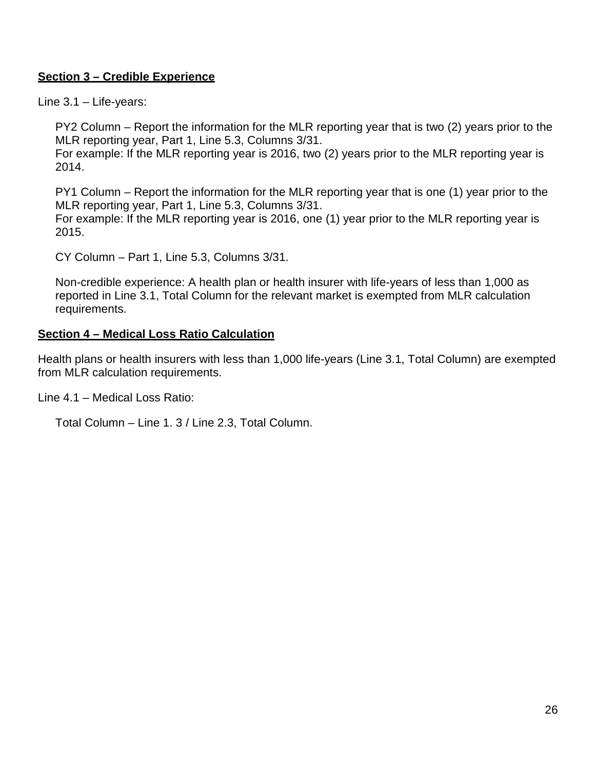**Section 3 – Credible Experience**

Line 3.1 – Life-years:

PY2 Column – Report the information for the MLR reporting year that is two (2) years prior to the MLR reporting year, Part 1, Line 5.3, Columns 3/31.
For example: If the MLR reporting year is 2016, two (2) years prior to the MLR reporting year is 2014.

PY1 Column – Report the information for the MLR reporting year that is one (1) year prior to the MLR reporting year, Part 1, Line 5.3, Columns 3/31.
For example: If the MLR reporting year is 2016, one (1) year prior to the MLR reporting year is 2015.

CY Column – Part 1, Line 5.3, Columns 3/31.

Non-credible experience: A health plan or health insurer with life-years of less than 1,000 as reported in Line 3.1, Total Column for the relevant market is exempted from MLR calculation requirements.

**Section 4 – Medical Loss Ratio Calculation**

Health plans or health insurers with less than 1,000 life-years (Line 3.1, Total Column) are exempted from MLR calculation requirements.

Line 4.1 – Medical Loss Ratio:

Total Column – Line 1. 3 / Line 2.3, Total Column.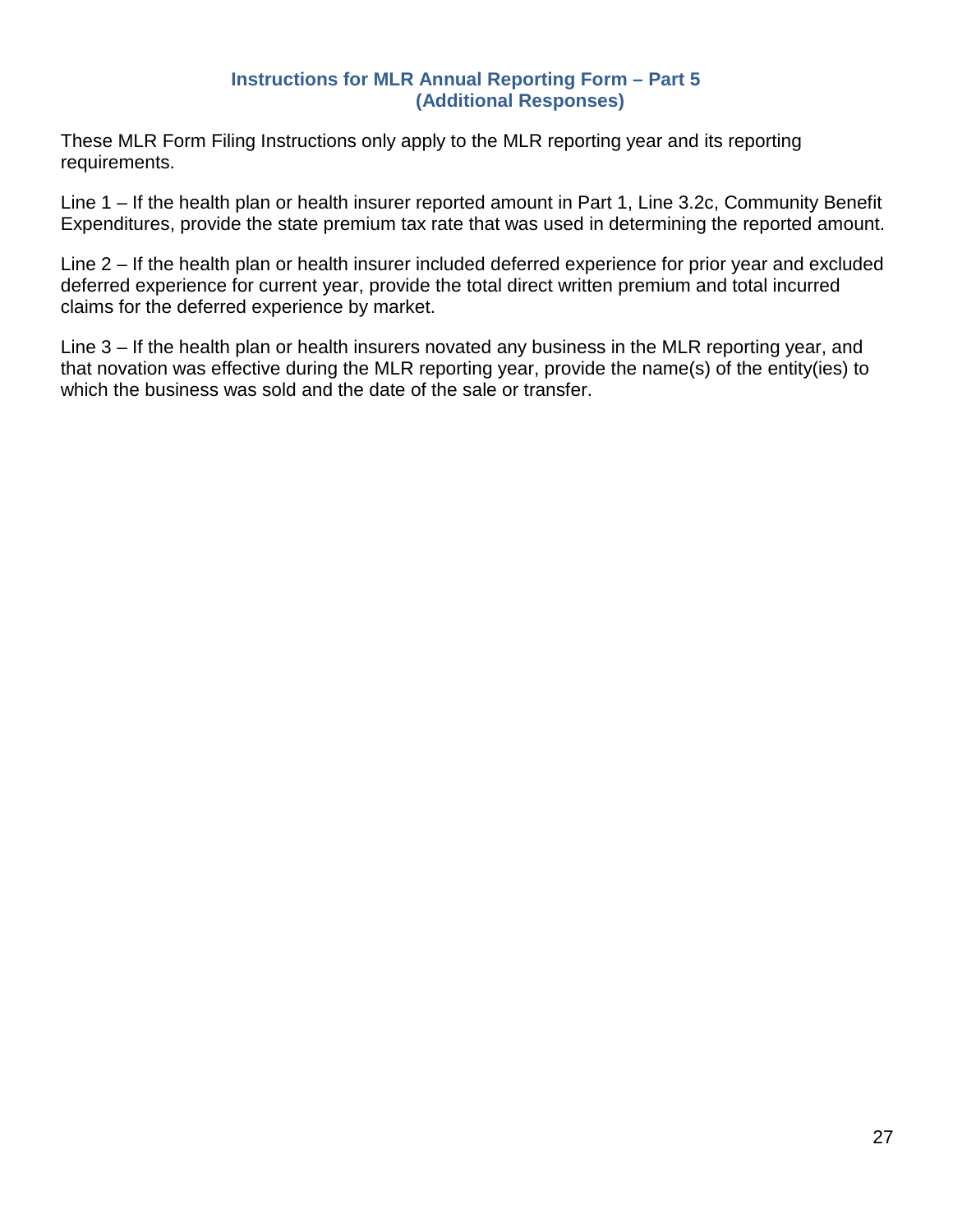## Instructions for MLR Annual Reporting Form – Part 5 (Additional Responses)

These MLR Form Filing Instructions only apply to the MLR reporting year and its reporting requirements.

Line 1 – If the health plan or health insurer reported amount in Part 1, Line 3.2c, Community Benefit Expenditures, provide the state premium tax rate that was used in determining the reported amount.

Line 2 – If the health plan or health insurer included deferred experience for prior year and excluded deferred experience for current year, provide the total direct written premium and total incurred claims for the deferred experience by market.

Line 3 – If the health plan or health insurers novated any business in the MLR reporting year, and that novation was effective during the MLR reporting year, provide the name(s) of the entity(ies) to which the business was sold and the date of the sale or transfer.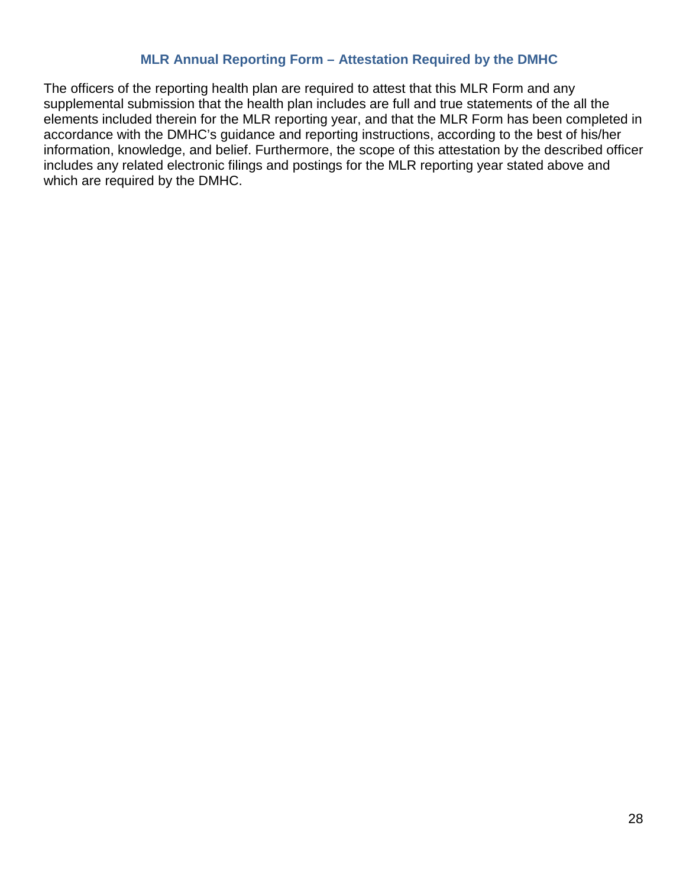## MLR Annual Reporting Form – Attestation Required by the DMHC

The officers of the reporting health plan are required to attest that this MLR Form and any supplemental submission that the health plan includes are full and true statements of the all the elements included therein for the MLR reporting year, and that the MLR Form has been completed in accordance with the DMHC's guidance and reporting instructions, according to the best of his/her information, knowledge, and belief. Furthermore, the scope of this attestation by the described officer includes any related electronic filings and postings for the MLR reporting year stated above and which are required by the DMHC.